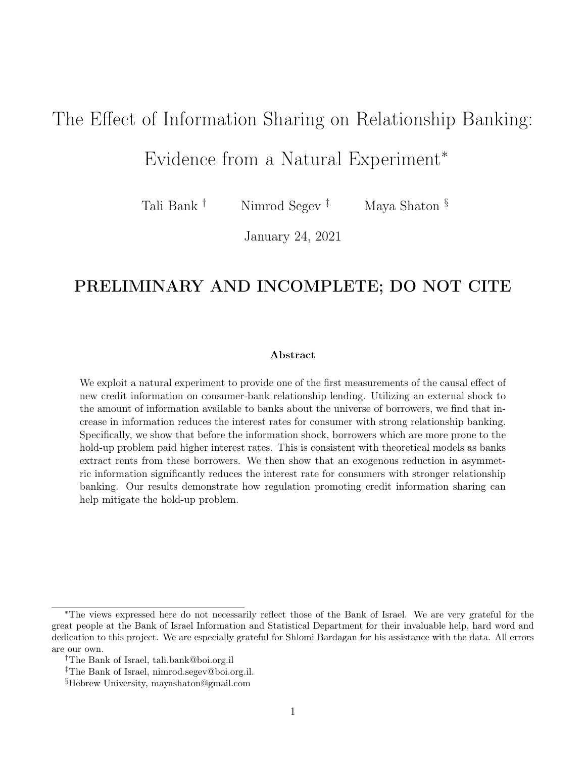# The Effect of Information Sharing on Relationship Banking: Evidence from a Natural Experiment*

Tali Bank [†] Nimrod Segev [‡] Maya Shaton [§]

January 24, 2021

## PRELIMINARY AND INCOMPLETE; DO NOT CITE

### Abstract

We exploit a natural experiment to provide one of the first measurements of the causal effect of new credit information on consumer-bank relationship lending. Utilizing an external shock to the amount of information available to banks about the universe of borrowers, we find that increase in information reduces the interest rates for consumer with strong relationship banking. Specifically, we show that before the information shock, borrowers which are more prone to the hold-up problem paid higher interest rates. This is consistent with theoretical models as banks extract rents from these borrowers. We then show that an exogenous reduction in asymmetric information significantly reduces the interest rate for consumers with stronger relationship banking. Our results demonstrate how regulation promoting credit information sharing can help mitigate the hold-up problem.

---

*The views expressed here do not necessarily reflect those of the Bank of Israel. We are very grateful for the great people at the Bank of Israel Information and Statistical Department for their invaluable help, hard word and dedication to this project. We are especially grateful for Shlomi Bardagan for his assistance with the data. All errors are our own.

†The Bank of Israel, tali.bank@boi.org.il

‡The Bank of Israel, nimrod.segev@boi.org.il.

§Hebrew University, mayashaton@gmail.com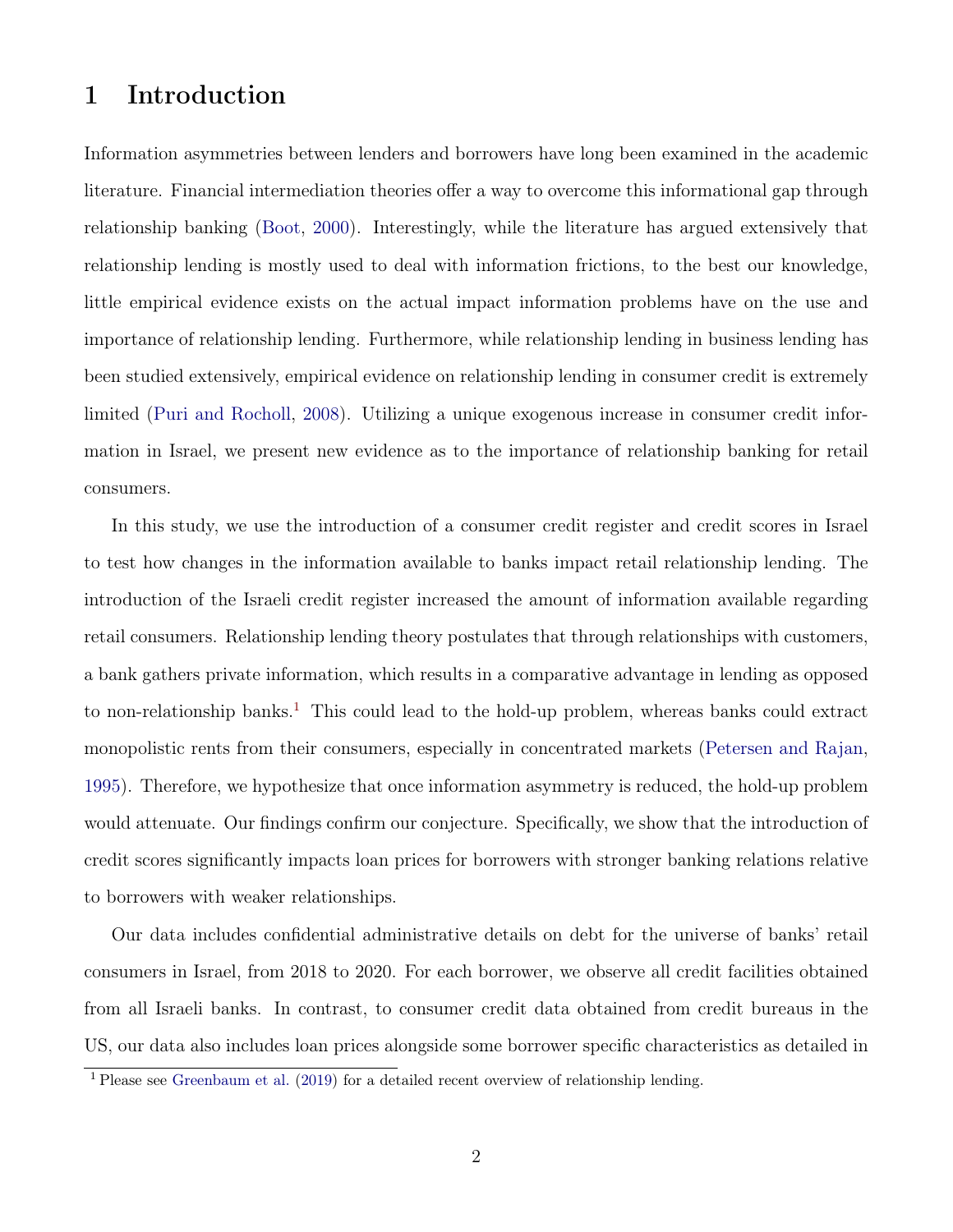# 1 Introduction

Information asymmetries between lenders and borrowers have long been examined in the academic literature. Financial intermediation theories offer a way to overcome this informational gap through relationship banking (Boot, 2000). Interestingly, while the literature has argued extensively that relationship lending is mostly used to deal with information frictions, to the best our knowledge, little empirical evidence exists on the actual impact information problems have on the use and importance of relationship lending. Furthermore, while relationship lending in business lending has been studied extensively, empirical evidence on relationship lending in consumer credit is extremely limited (Puri and Rocholl, 2008). Utilizing a unique exogenous increase in consumer credit information in Israel, we present new evidence as to the importance of relationship banking for retail consumers.

In this study, we use the introduction of a consumer credit register and credit scores in Israel to test how changes in the information available to banks impact retail relationship lending. The introduction of the Israeli credit register increased the amount of information available regarding retail consumers. Relationship lending theory postulates that through relationships with customers, a bank gathers private information, which results in a comparative advantage in lending as opposed to non-relationship banks.[1] This could lead to the hold-up problem, whereas banks could extract monopolistic rents from their consumers, especially in concentrated markets (Petersen and Rajan, 1995). Therefore, we hypothesize that once information asymmetry is reduced, the hold-up problem would attenuate. Our findings confirm our conjecture. Specifically, we show that the introduction of credit scores significantly impacts loan prices for borrowers with stronger banking relations relative to borrowers with weaker relationships.

Our data includes confidential administrative details on debt for the universe of banks' retail consumers in Israel, from 2018 to 2020. For each borrower, we observe all credit facilities obtained from all Israeli banks. In contrast, to consumer credit data obtained from credit bureaus in the US, our data also includes loan prices alongside some borrower specific characteristics as detailed in

[1] Please see Greenbaum et al. (2019) for a detailed recent overview of relationship lending.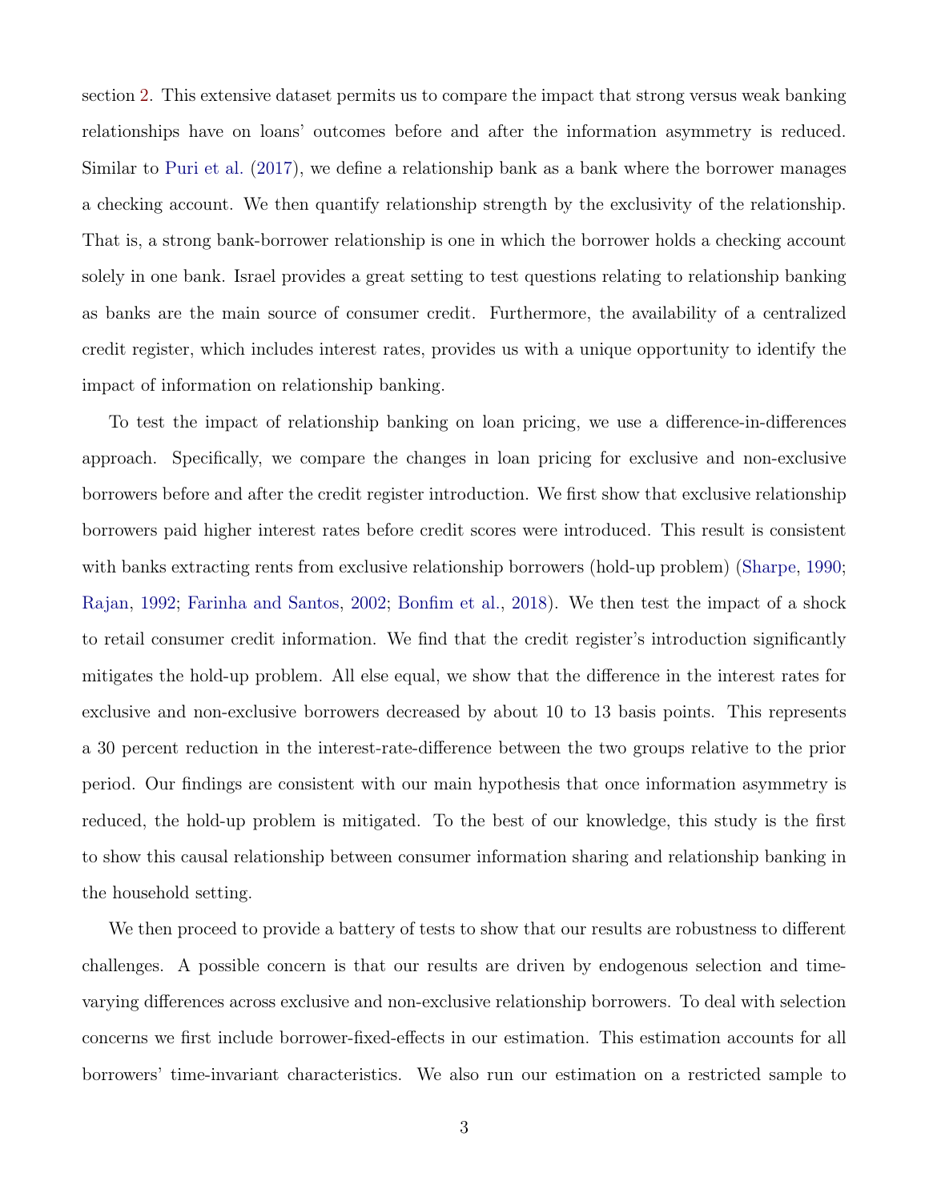section 2. This extensive dataset permits us to compare the impact that strong versus weak banking relationships have on loans' outcomes before and after the information asymmetry is reduced. Similar to Puri et al. (2017), we define a relationship bank as a bank where the borrower manages a checking account. We then quantify relationship strength by the exclusivity of the relationship. That is, a strong bank-borrower relationship is one in which the borrower holds a checking account solely in one bank. Israel provides a great setting to test questions relating to relationship banking as banks are the main source of consumer credit. Furthermore, the availability of a centralized credit register, which includes interest rates, provides us with a unique opportunity to identify the impact of information on relationship banking.

To test the impact of relationship banking on loan pricing, we use a difference-in-differences approach. Specifically, we compare the changes in loan pricing for exclusive and non-exclusive borrowers before and after the credit register introduction. We first show that exclusive relationship borrowers paid higher interest rates before credit scores were introduced. This result is consistent with banks extracting rents from exclusive relationship borrowers (hold-up problem) (Sharpe, 1990; Rajan, 1992; Farinha and Santos, 2002; Bonfim et al., 2018). We then test the impact of a shock to retail consumer credit information. We find that the credit register's introduction significantly mitigates the hold-up problem. All else equal, we show that the difference in the interest rates for exclusive and non-exclusive borrowers decreased by about 10 to 13 basis points. This represents a 30 percent reduction in the interest-rate-difference between the two groups relative to the prior period. Our findings are consistent with our main hypothesis that once information asymmetry is reduced, the hold-up problem is mitigated. To the best of our knowledge, this study is the first to show this causal relationship between consumer information sharing and relationship banking in the household setting.

We then proceed to provide a battery of tests to show that our results are robustness to different challenges. A possible concern is that our results are driven by endogenous selection and time-varying differences across exclusive and non-exclusive relationship borrowers. To deal with selection concerns we first include borrower-fixed-effects in our estimation. This estimation accounts for all borrowers' time-invariant characteristics. We also run our estimation on a restricted sample to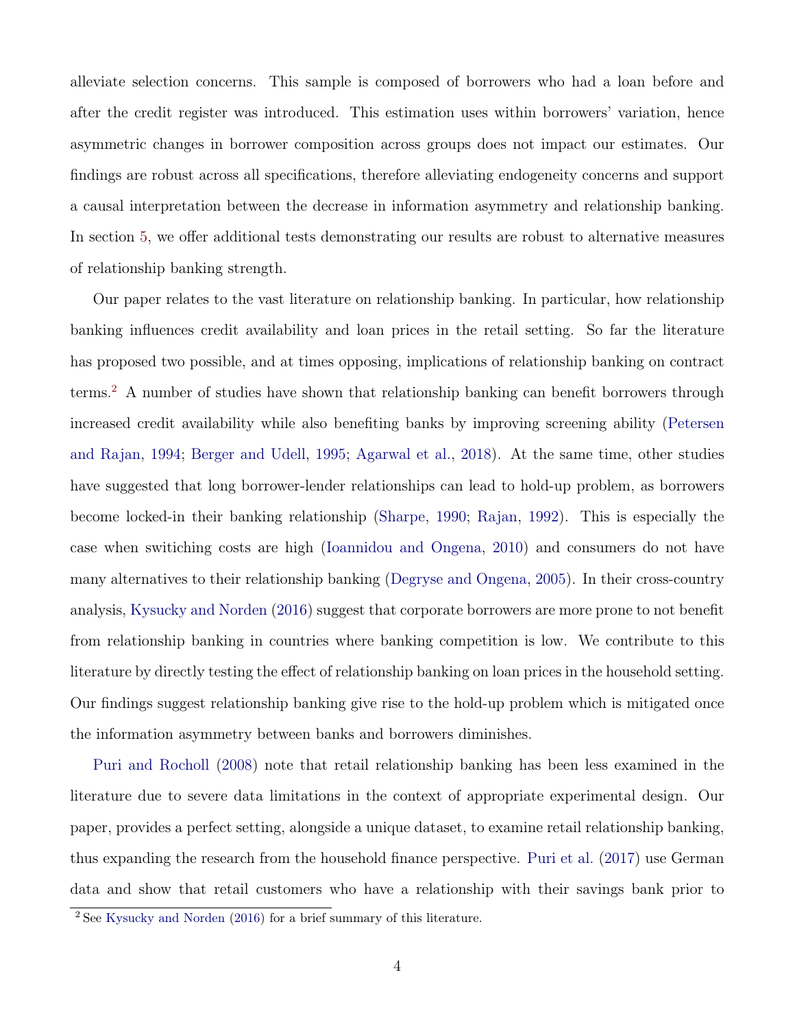alleviate selection concerns. This sample is composed of borrowers who had a loan before and after the credit register was introduced. This estimation uses within borrowers' variation, hence asymmetric changes in borrower composition across groups does not impact our estimates. Our findings are robust across all specifications, therefore alleviating endogeneity concerns and support a causal interpretation between the decrease in information asymmetry and relationship banking. In section 5, we offer additional tests demonstrating our results are robust to alternative measures of relationship banking strength.

Our paper relates to the vast literature on relationship banking. In particular, how relationship banking influences credit availability and loan prices in the retail setting. So far the literature has proposed two possible, and at times opposing, implications of relationship banking on contract terms.[2] A number of studies have shown that relationship banking can benefit borrowers through increased credit availability while also benefiting banks by improving screening ability (Petersen and Rajan, 1994; Berger and Udell, 1995; Agarwal et al., 2018). At the same time, other studies have suggested that long borrower-lender relationships can lead to hold-up problem, as borrowers become locked-in their banking relationship (Sharpe, 1990; Rajan, 1992). This is especially the case when switiching costs are high (Ioannidou and Ongena, 2010) and consumers do not have many alternatives to their relationship banking (Degryse and Ongena, 2005). In their cross-country analysis, Kysucky and Norden (2016) suggest that corporate borrowers are more prone to not benefit from relationship banking in countries where banking competition is low. We contribute to this literature by directly testing the effect of relationship banking on loan prices in the household setting. Our findings suggest relationship banking give rise to the hold-up problem which is mitigated once the information asymmetry between banks and borrowers diminishes.

Puri and Rocholl (2008) note that retail relationship banking has been less examined in the literature due to severe data limitations in the context of appropriate experimental design. Our paper, provides a perfect setting, alongside a unique dataset, to examine retail relationship banking, thus expanding the research from the household finance perspective. Puri et al. (2017) use German data and show that retail customers who have a relationship with their savings bank prior to

[2] See Kysucky and Norden (2016) for a brief summary of this literature.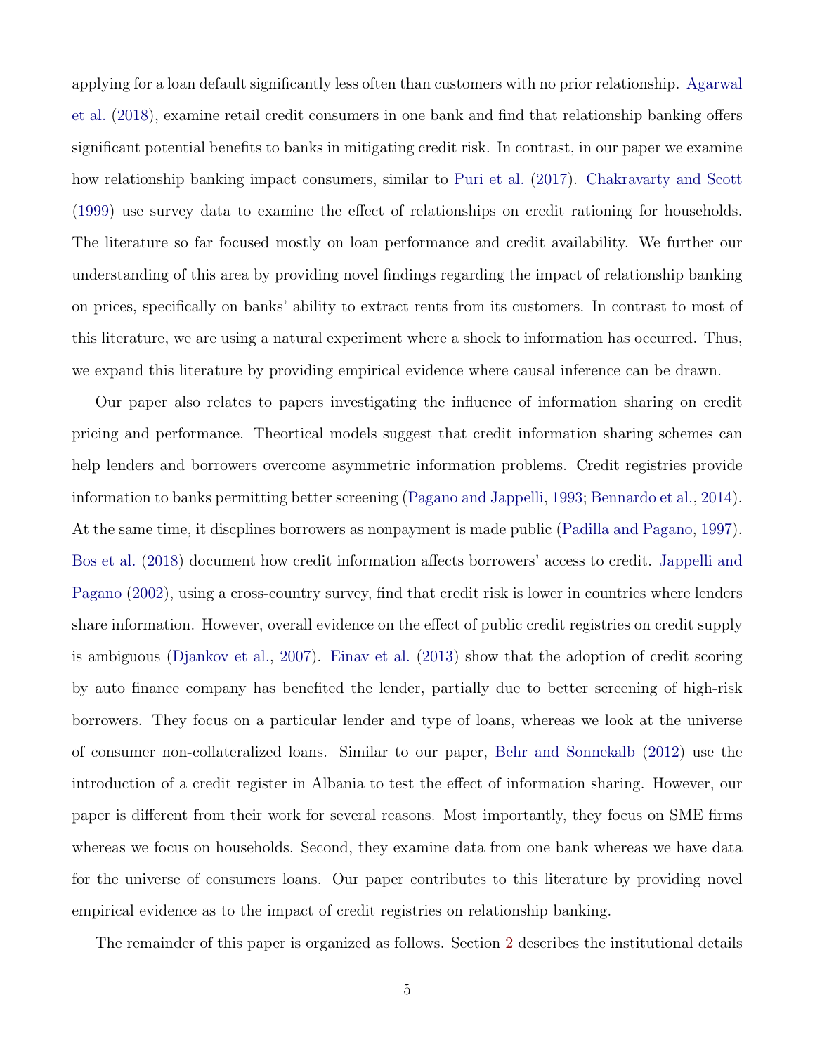applying for a loan default significantly less often than customers with no prior relationship. Agarwal et al. (2018), examine retail credit consumers in one bank and find that relationship banking offers significant potential benefits to banks in mitigating credit risk. In contrast, in our paper we examine how relationship banking impact consumers, similar to Puri et al. (2017). Chakravarty and Scott (1999) use survey data to examine the effect of relationships on credit rationing for households. The literature so far focused mostly on loan performance and credit availability. We further our understanding of this area by providing novel findings regarding the impact of relationship banking on prices, specifically on banks' ability to extract rents from its customers. In contrast to most of this literature, we are using a natural experiment where a shock to information has occurred. Thus, we expand this literature by providing empirical evidence where causal inference can be drawn.

Our paper also relates to papers investigating the influence of information sharing on credit pricing and performance. Theortical models suggest that credit information sharing schemes can help lenders and borrowers overcome asymmetric information problems. Credit registries provide information to banks permitting better screening (Pagano and Jappelli, 1993; Bennardo et al., 2014). At the same time, it discplines borrowers as nonpayment is made public (Padilla and Pagano, 1997). Bos et al. (2018) document how credit information affects borrowers' access to credit. Jappelli and Pagano (2002), using a cross-country survey, find that credit risk is lower in countries where lenders share information. However, overall evidence on the effect of public credit registries on credit supply is ambiguous (Djankov et al., 2007). Einav et al. (2013) show that the adoption of credit scoring by auto finance company has benefited the lender, partially due to better screening of high-risk borrowers. They focus on a particular lender and type of loans, whereas we look at the universe of consumer non-collateralized loans. Similar to our paper, Behr and Sonnekalb (2012) use the introduction of a credit register in Albania to test the effect of information sharing. However, our paper is different from their work for several reasons. Most importantly, they focus on SME firms whereas we focus on households. Second, they examine data from one bank whereas we have data for the universe of consumers loans. Our paper contributes to this literature by providing novel empirical evidence as to the impact of credit registries on relationship banking.

The remainder of this paper is organized as follows. Section 2 describes the institutional details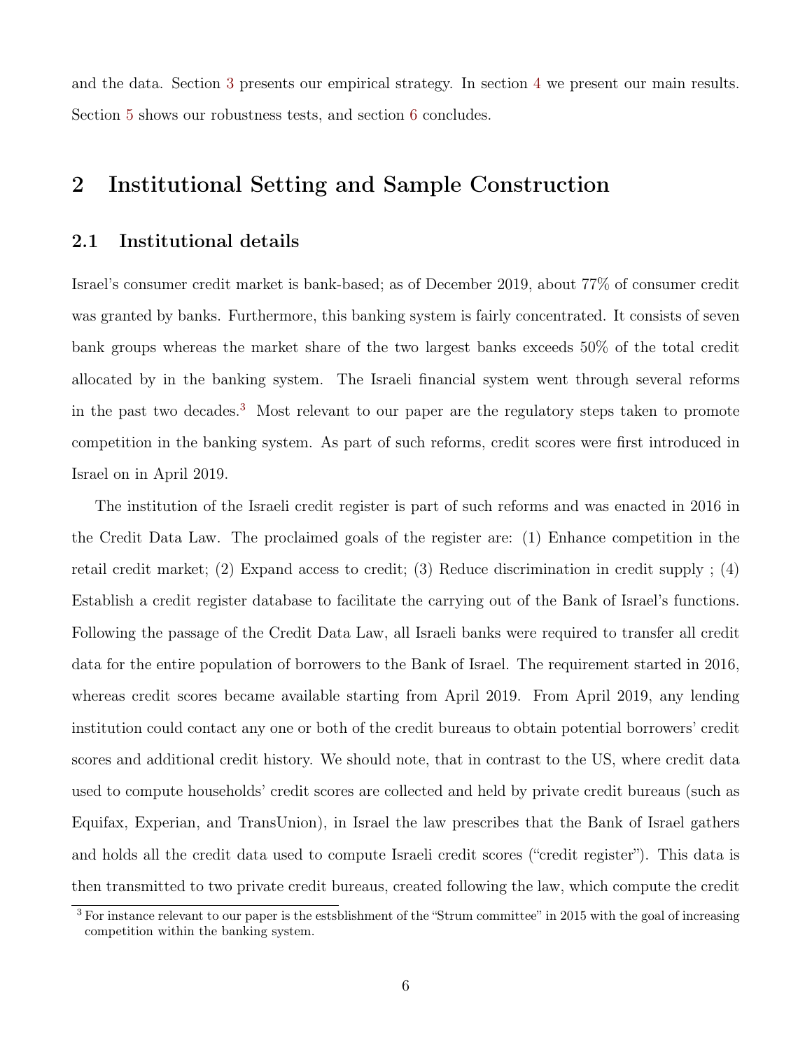and the data. Section 3 presents our empirical strategy. In section 4 we present our main results. Section 5 shows our robustness tests, and section 6 concludes.

## 2 Institutional Setting and Sample Construction

### 2.1 Institutional details

Israel's consumer credit market is bank-based; as of December 2019, about 77% of consumer credit was granted by banks. Furthermore, this banking system is fairly concentrated. It consists of seven bank groups whereas the market share of the two largest banks exceeds 50% of the total credit allocated by in the banking system. The Israeli financial system went through several reforms in the past two decades.[3] Most relevant to our paper are the regulatory steps taken to promote competition in the banking system. As part of such reforms, credit scores were first introduced in Israel on in April 2019.

The institution of the Israeli credit register is part of such reforms and was enacted in 2016 in the Credit Data Law. The proclaimed goals of the register are: (1) Enhance competition in the retail credit market; (2) Expand access to credit; (3) Reduce discrimination in credit supply ; (4) Establish a credit register database to facilitate the carrying out of the Bank of Israel's functions. Following the passage of the Credit Data Law, all Israeli banks were required to transfer all credit data for the entire population of borrowers to the Bank of Israel. The requirement started in 2016, whereas credit scores became available starting from April 2019. From April 2019, any lending institution could contact any one or both of the credit bureaus to obtain potential borrowers' credit scores and additional credit history. We should note, that in contrast to the US, where credit data used to compute households' credit scores are collected and held by private credit bureaus (such as Equifax, Experian, and TransUnion), in Israel the law prescribes that the Bank of Israel gathers and holds all the credit data used to compute Israeli credit scores ("credit register"). This data is then transmitted to two private credit bureaus, created following the law, which compute the credit

[3] For instance relevant to our paper is the estsblishment of the "Strum committee" in 2015 with the goal of increasing competition within the banking system.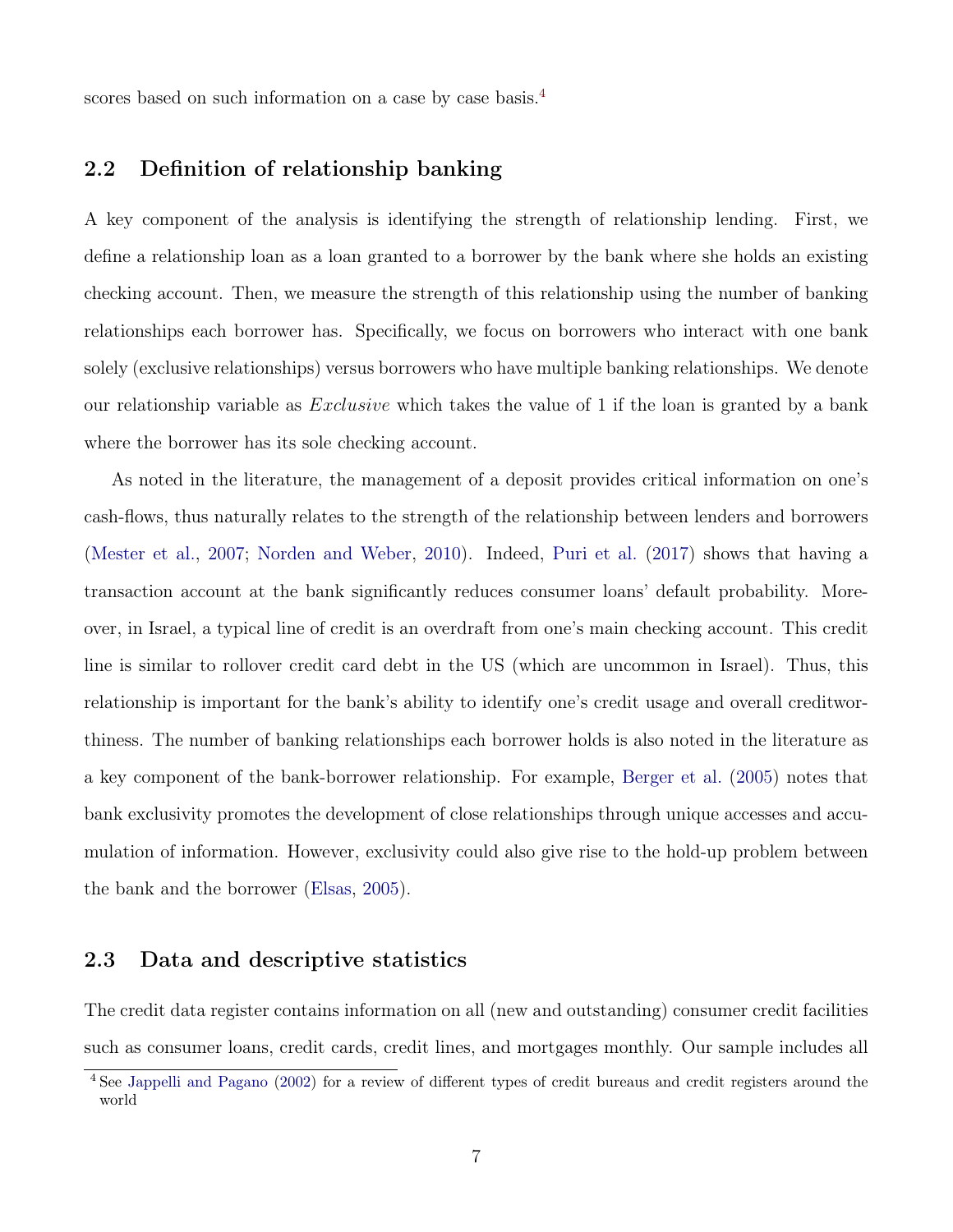scores based on such information on a case by case basis.[4]

## 2.2 Definition of relationship banking

A key component of the analysis is identifying the strength of relationship lending. First, we define a relationship loan as a loan granted to a borrower by the bank where she holds an existing checking account. Then, we measure the strength of this relationship using the number of banking relationships each borrower has. Specifically, we focus on borrowers who interact with one bank solely (exclusive relationships) versus borrowers who have multiple banking relationships. We denote our relationship variable as *Exclusive* which takes the value of 1 if the loan is granted by a bank where the borrower has its sole checking account.

As noted in the literature, the management of a deposit provides critical information on one's cash-flows, thus naturally relates to the strength of the relationship between lenders and borrowers (Mester et al., 2007; Norden and Weber, 2010). Indeed, Puri et al. (2017) shows that having a transaction account at the bank significantly reduces consumer loans' default probability. Moreover, in Israel, a typical line of credit is an overdraft from one's main checking account. This credit line is similar to rollover credit card debt in the US (which are uncommon in Israel). Thus, this relationship is important for the bank's ability to identify one's credit usage and overall creditworthiness. The number of banking relationships each borrower holds is also noted in the literature as a key component of the bank-borrower relationship. For example, Berger et al. (2005) notes that bank exclusivity promotes the development of close relationships through unique accesses and accumulation of information. However, exclusivity could also give rise to the hold-up problem between the bank and the borrower (Elsas, 2005).

## 2.3 Data and descriptive statistics

The credit data register contains information on all (new and outstanding) consumer credit facilities such as consumer loans, credit cards, credit lines, and mortgages monthly. Our sample includes all

[4] See Jappelli and Pagano (2002) for a review of different types of credit bureaus and credit registers around the world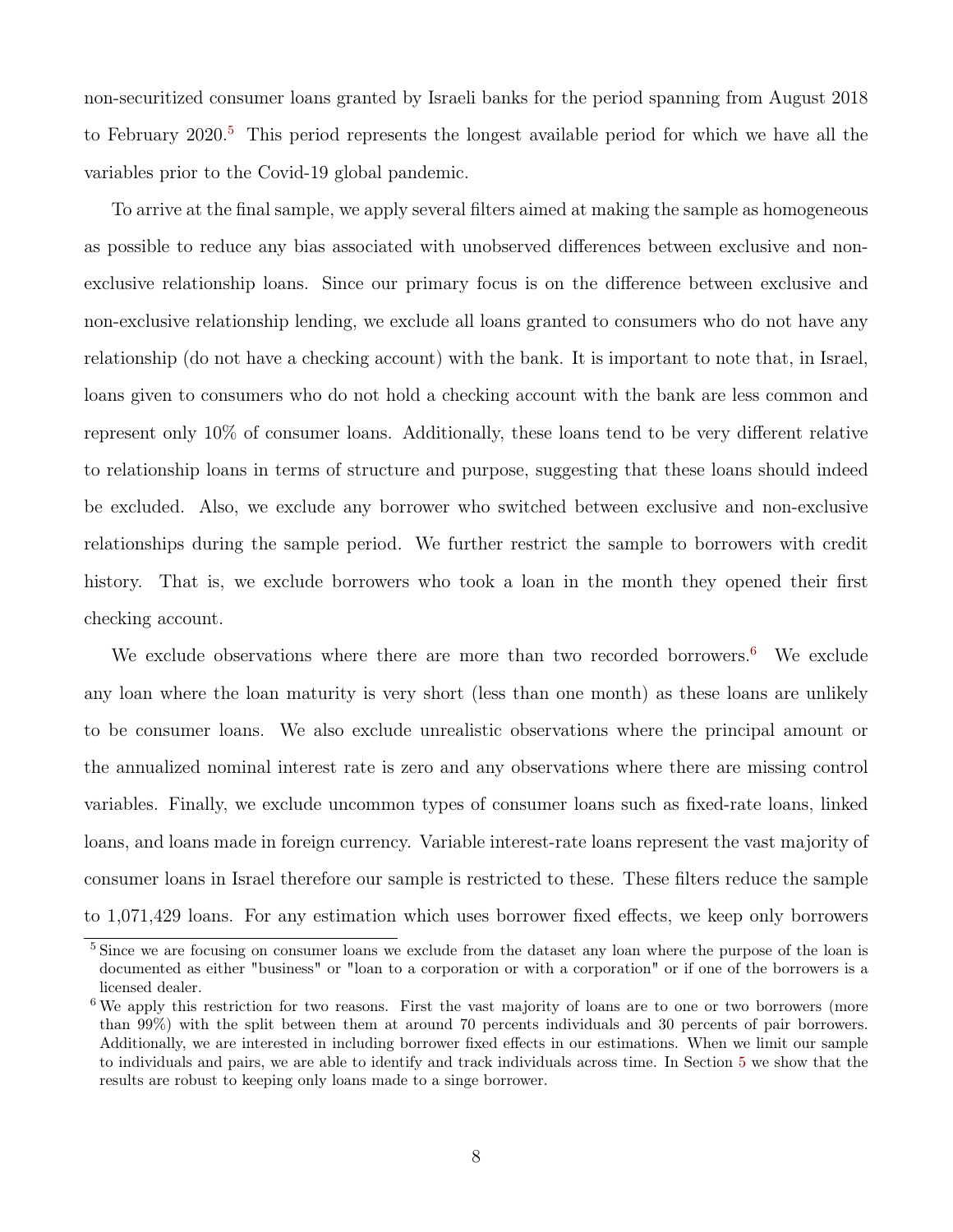non-securitized consumer loans granted by Israeli banks for the period spanning from August 2018 to February 2020.[5] This period represents the longest available period for which we have all the variables prior to the Covid-19 global pandemic.

To arrive at the final sample, we apply several filters aimed at making the sample as homogeneous as possible to reduce any bias associated with unobserved differences between exclusive and non-exclusive relationship loans. Since our primary focus is on the difference between exclusive and non-exclusive relationship lending, we exclude all loans granted to consumers who do not have any relationship (do not have a checking account) with the bank. It is important to note that, in Israel, loans given to consumers who do not hold a checking account with the bank are less common and represent only 10% of consumer loans. Additionally, these loans tend to be very different relative to relationship loans in terms of structure and purpose, suggesting that these loans should indeed be excluded. Also, we exclude any borrower who switched between exclusive and non-exclusive relationships during the sample period. We further restrict the sample to borrowers with credit history. That is, we exclude borrowers who took a loan in the month they opened their first checking account.

We exclude observations where there are more than two recorded borrowers.[6] We exclude any loan where the loan maturity is very short (less than one month) as these loans are unlikely to be consumer loans. We also exclude unrealistic observations where the principal amount or the annualized nominal interest rate is zero and any observations where there are missing control variables. Finally, we exclude uncommon types of consumer loans such as fixed-rate loans, linked loans, and loans made in foreign currency. Variable interest-rate loans represent the vast majority of consumer loans in Israel therefore our sample is restricted to these. These filters reduce the sample to 1,071,429 loans. For any estimation which uses borrower fixed effects, we keep only borrowers

[5] Since we are focusing on consumer loans we exclude from the dataset any loan where the purpose of the loan is documented as either "business" or "loan to a corporation or with a corporation" or if one of the borrowers is a licensed dealer.

[6] We apply this restriction for two reasons. First the vast majority of loans are to one or two borrowers (more than 99%) with the split between them at around 70 percents individuals and 30 percents of pair borrowers. Additionally, we are interested in including borrower fixed effects in our estimations. When we limit our sample to individuals and pairs, we are able to identify and track individuals across time. In Section 5 we show that the results are robust to keeping only loans made to a singe borrower.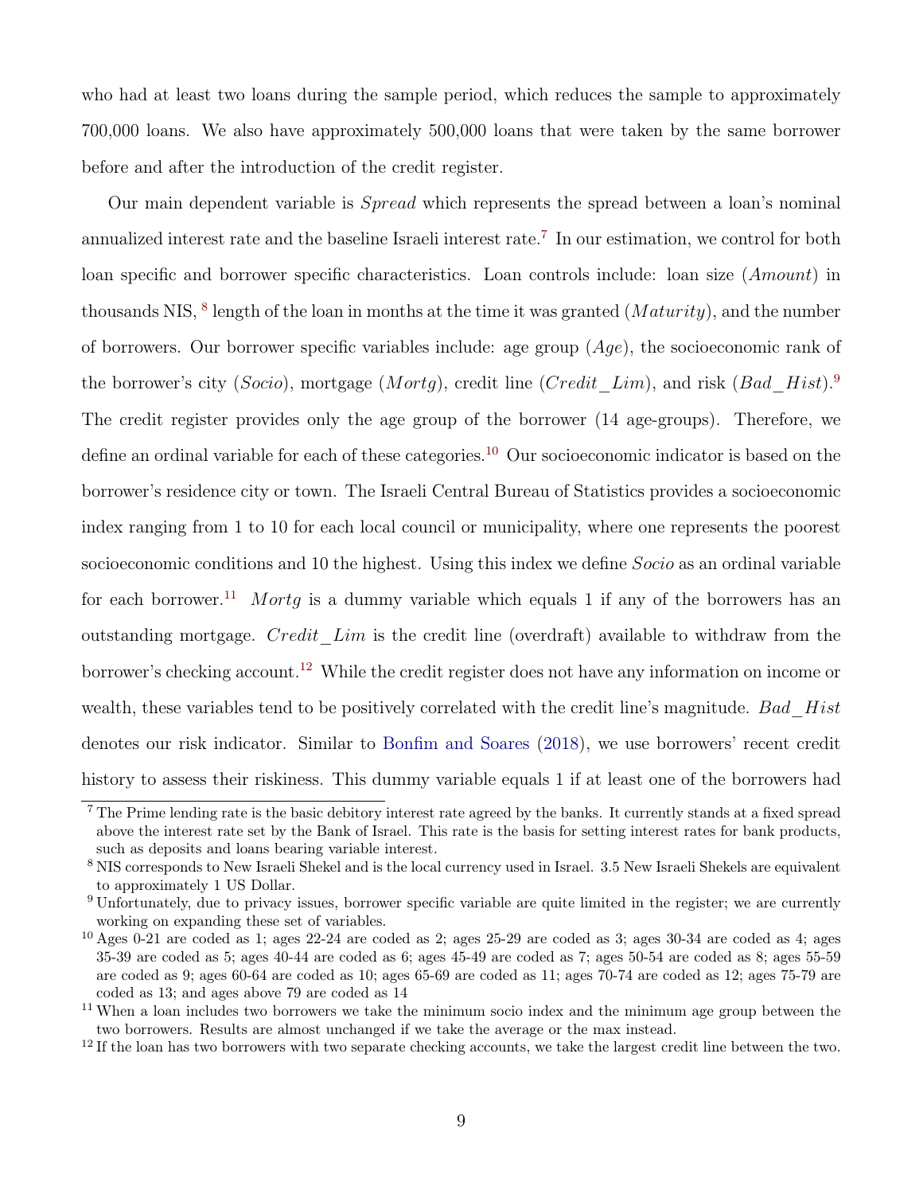who had at least two loans during the sample period, which reduces the sample to approximately 700,000 loans. We also have approximately 500,000 loans that were taken by the same borrower before and after the introduction of the credit register.

Our main dependent variable is *Spread* which represents the spread between a loan's nominal annualized interest rate and the baseline Israeli interest rate.[7] In our estimation, we control for both loan specific and borrower specific characteristics. Loan controls include: loan size (*Amount*) in thousands NIS, [8] length of the loan in months at the time it was granted (*Maturity*), and the number of borrowers. Our borrower specific variables include: age group (*Age*), the socioeconomic rank of the borrower's city (*Socio*), mortgage (*Mortg*), credit line (*Credit_Lim*), and risk (*Bad_Hist*).[9] The credit register provides only the age group of the borrower (14 age-groups). Therefore, we define an ordinal variable for each of these categories.[10] Our socioeconomic indicator is based on the borrower's residence city or town. The Israeli Central Bureau of Statistics provides a socioeconomic index ranging from 1 to 10 for each local council or municipality, where one represents the poorest socioeconomic conditions and 10 the highest. Using this index we define *Socio* as an ordinal variable for each borrower.[11] *Mortg* is a dummy variable which equals 1 if any of the borrowers has an outstanding mortgage. *Credit_Lim* is the credit line (overdraft) available to withdraw from the borrower's checking account.[12] While the credit register does not have any information on income or wealth, these variables tend to be positively correlated with the credit line's magnitude. *Bad_Hist* denotes our risk indicator. Similar to Bonfim and Soares (2018), we use borrowers' recent credit history to assess their riskiness. This dummy variable equals 1 if at least one of the borrowers had

---

[7] The Prime lending rate is the basic debitory interest rate agreed by the banks. It currently stands at a fixed spread above the interest rate set by the Bank of Israel. This rate is the basis for setting interest rates for bank products, such as deposits and loans bearing variable interest.

[8] NIS corresponds to New Israeli Shekel and is the local currency used in Israel. 3.5 New Israeli Shekels are equivalent to approximately 1 US Dollar.

[9] Unfortunately, due to privacy issues, borrower specific variable are quite limited in the register; we are currently working on expanding these set of variables.

[10] Ages 0-21 are coded as 1; ages 22-24 are coded as 2; ages 25-29 are coded as 3; ages 30-34 are coded as 4; ages 35-39 are coded as 5; ages 40-44 are coded as 6; ages 45-49 are coded as 7; ages 50-54 are coded as 8; ages 55-59 are coded as 9; ages 60-64 are coded as 10; ages 65-69 are coded as 11; ages 70-74 are coded as 12; ages 75-79 are coded as 13; and ages above 79 are coded as 14

[11] When a loan includes two borrowers we take the minimum socio index and the minimum age group between the two borrowers. Results are almost unchanged if we take the average or the max instead.

[12] If the loan has two borrowers with two separate checking accounts, we take the largest credit line between the two.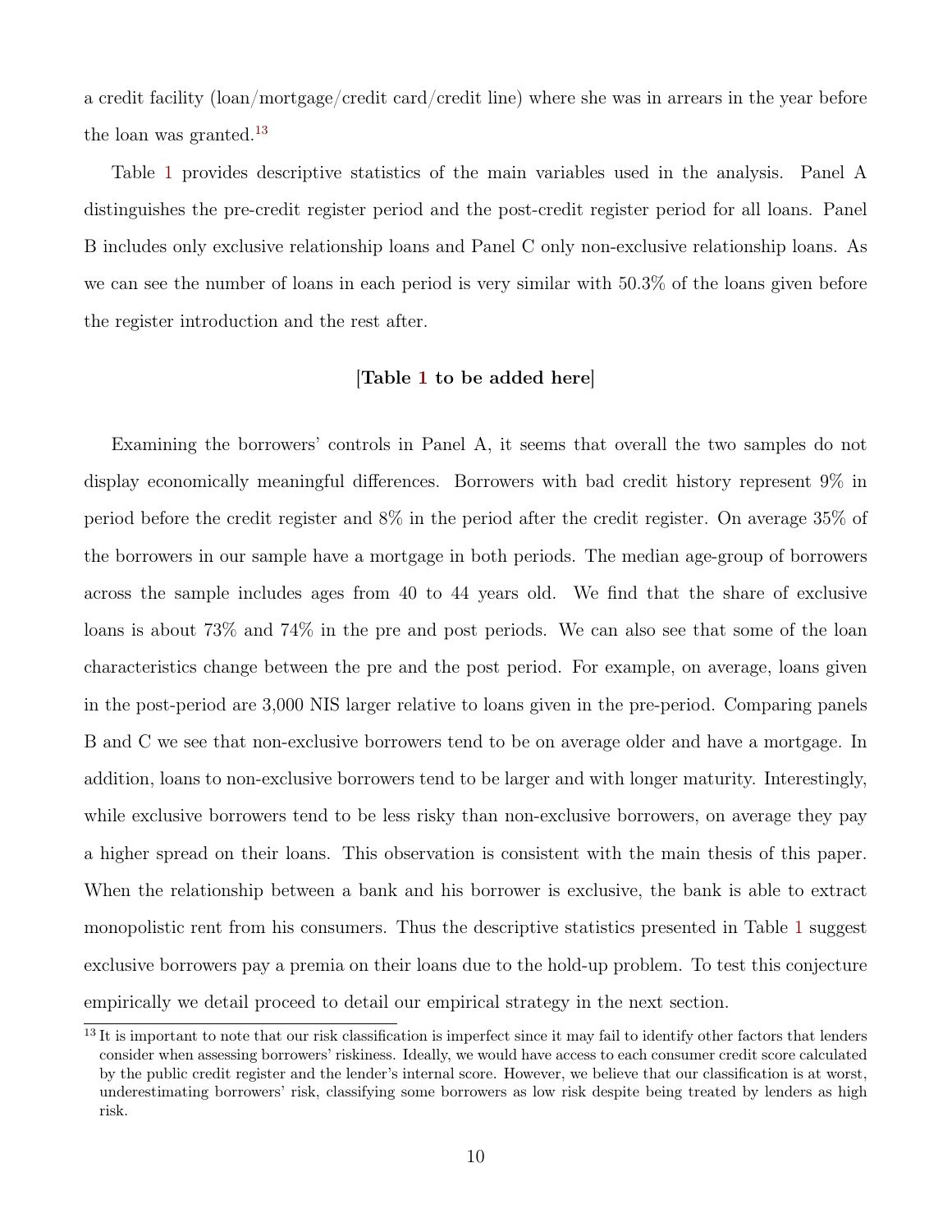a credit facility (loan/mortgage/credit card/credit line) where she was in arrears in the year before the loan was granted.[13]

Table 1 provides descriptive statistics of the main variables used in the analysis. Panel A distinguishes the pre-credit register period and the post-credit register period for all loans. Panel B includes only exclusive relationship loans and Panel C only non-exclusive relationship loans. As we can see the number of loans in each period is very similar with 50.3% of the loans given before the register introduction and the rest after.

**[Table 1 to be added here]**

Examining the borrowers' controls in Panel A, it seems that overall the two samples do not display economically meaningful differences. Borrowers with bad credit history represent 9% in period before the credit register and 8% in the period after the credit register. On average 35% of the borrowers in our sample have a mortgage in both periods. The median age-group of borrowers across the sample includes ages from 40 to 44 years old. We find that the share of exclusive loans is about 73% and 74% in the pre and post periods. We can also see that some of the loan characteristics change between the pre and the post period. For example, on average, loans given in the post-period are 3,000 NIS larger relative to loans given in the pre-period. Comparing panels B and C we see that non-exclusive borrowers tend to be on average older and have a mortgage. In addition, loans to non-exclusive borrowers tend to be larger and with longer maturity. Interestingly, while exclusive borrowers tend to be less risky than non-exclusive borrowers, on average they pay a higher spread on their loans. This observation is consistent with the main thesis of this paper. When the relationship between a bank and his borrower is exclusive, the bank is able to extract monopolistic rent from his consumers. Thus the descriptive statistics presented in Table 1 suggest exclusive borrowers pay a premia on their loans due to the hold-up problem. To test this conjecture empirically we detail proceed to detail our empirical strategy in the next section.

[13] It is important to note that our risk classification is imperfect since it may fail to identify other factors that lenders consider when assessing borrowers' riskiness. Ideally, we would have access to each consumer credit score calculated by the public credit register and the lender's internal score. However, we believe that our classification is at worst, underestimating borrowers' risk, classifying some borrowers as low risk despite being treated by lenders as high risk.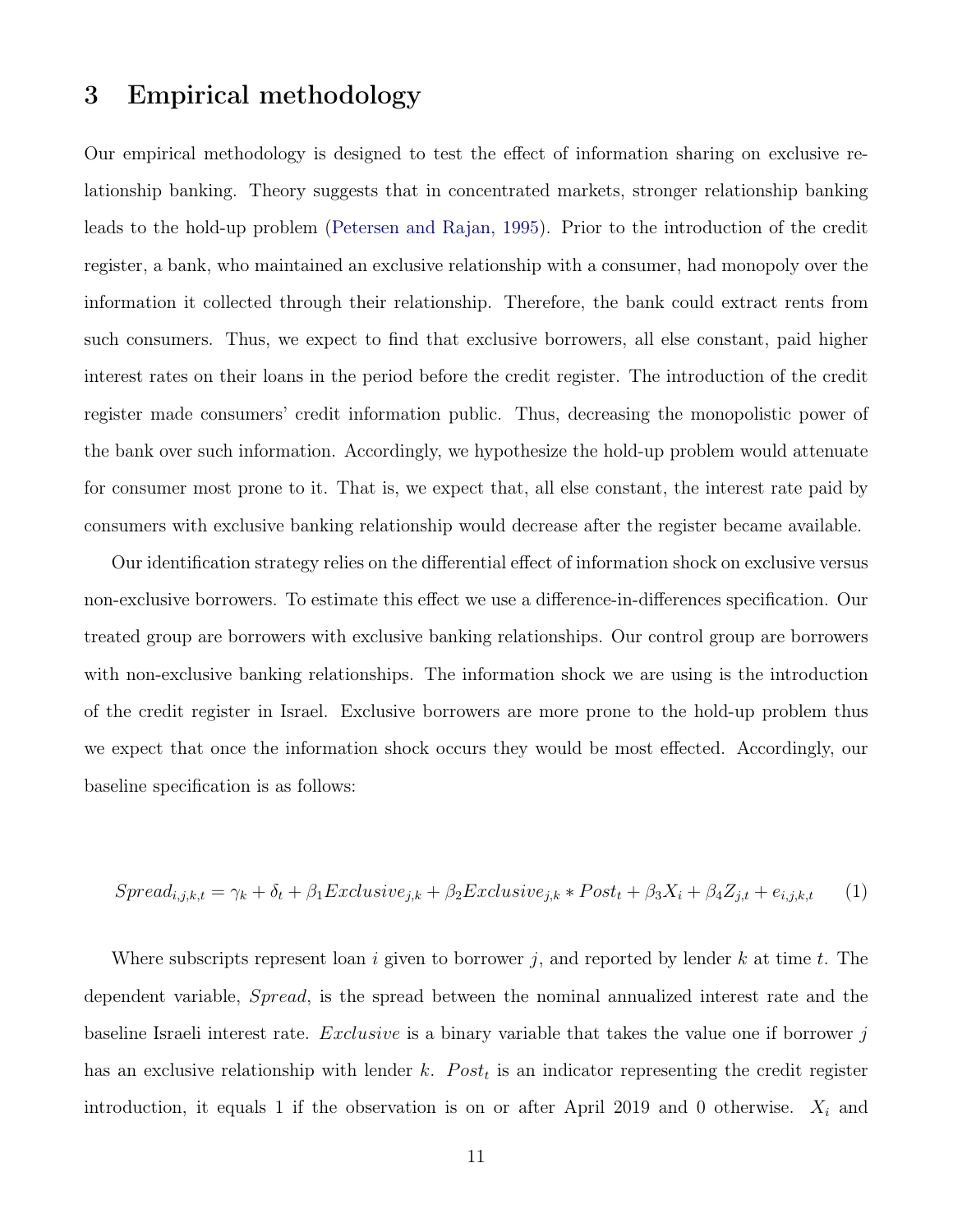# 3 Empirical methodology

Our empirical methodology is designed to test the effect of information sharing on exclusive relationship banking. Theory suggests that in concentrated markets, stronger relationship banking leads to the hold-up problem (Petersen and Rajan, 1995). Prior to the introduction of the credit register, a bank, who maintained an exclusive relationship with a consumer, had monopoly over the information it collected through their relationship. Therefore, the bank could extract rents from such consumers. Thus, we expect to find that exclusive borrowers, all else constant, paid higher interest rates on their loans in the period before the credit register. The introduction of the credit register made consumers' credit information public. Thus, decreasing the monopolistic power of the bank over such information. Accordingly, we hypothesize the hold-up problem would attenuate for consumer most prone to it. That is, we expect that, all else constant, the interest rate paid by consumers with exclusive banking relationship would decrease after the register became available.

Our identification strategy relies on the differential effect of information shock on exclusive versus non-exclusive borrowers. To estimate this effect we use a difference-in-differences specification. Our treated group are borrowers with exclusive banking relationships. Our control group are borrowers with non-exclusive banking relationships. The information shock we are using is the introduction of the credit register in Israel. Exclusive borrowers are more prone to the hold-up problem thus we expect that once the information shock occurs they would be most effected. Accordingly, our baseline specification is as follows:

$$Spread_{i,j,k,t} = \gamma_k + \delta_t + \beta_1 Exclusive_{j,k} + \beta_2 Exclusive_{j,k} * Post_t + \beta_3 X_i + \beta_4 Z_{j,t} + e_{i,j,k,t} \qquad (1)$$

Where subscripts represent loan $i$ given to borrower $j$, and reported by lender $k$ at time $t$. The dependent variable, *Spread*, is the spread between the nominal annualized interest rate and the baseline Israeli interest rate. *Exclusive* is a binary variable that takes the value one if borrower $j$ has an exclusive relationship with lender $k$. $Post_t$ is an indicator representing the credit register introduction, it equals 1 if the observation is on or after April 2019 and 0 otherwise. $X_i$ and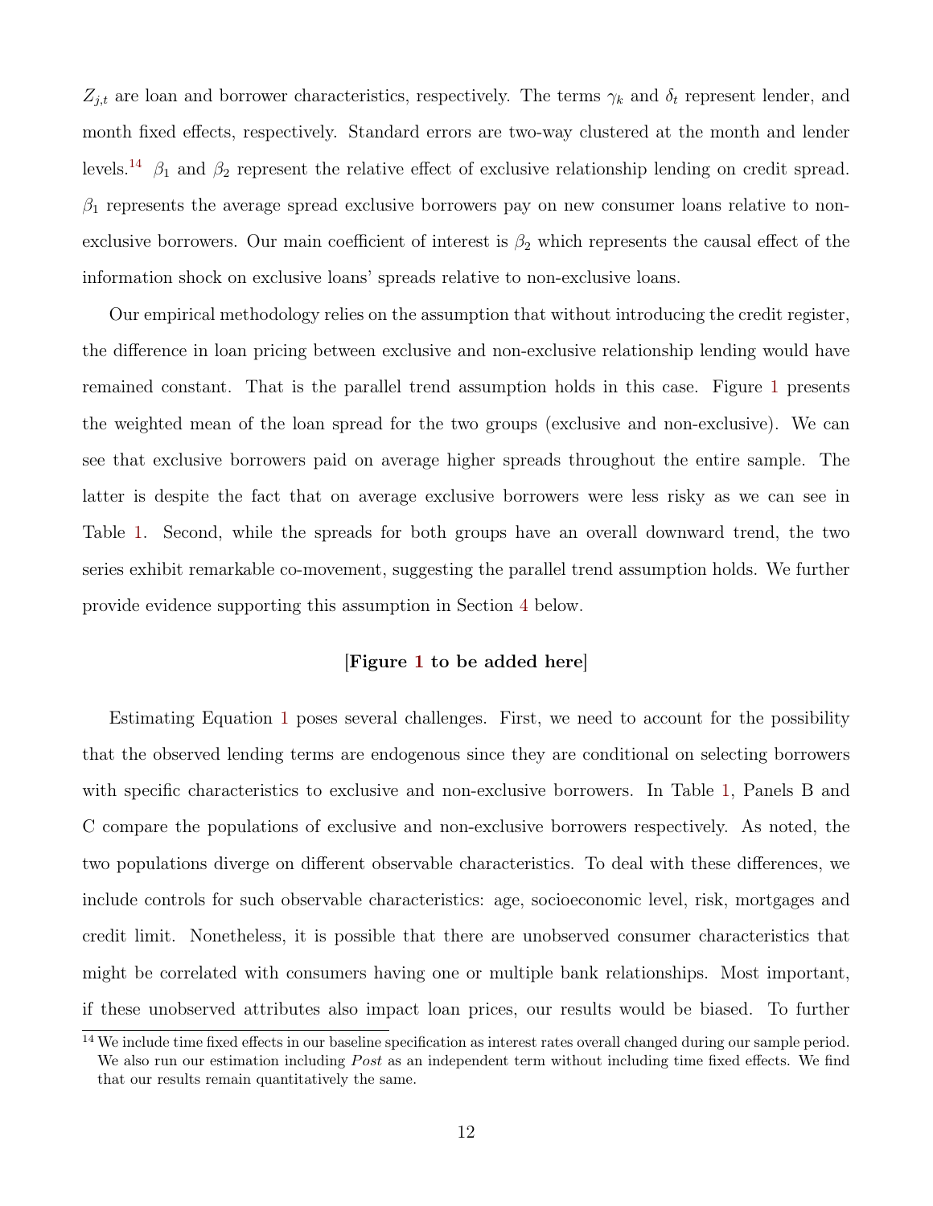$Z_{j,t}$ are loan and borrower characteristics, respectively. The terms $\gamma_k$ and $\delta_t$ represent lender, and month fixed effects, respectively. Standard errors are two-way clustered at the month and lender levels.[14] $\beta_1$ and $\beta_2$ represent the relative effect of exclusive relationship lending on credit spread. $\beta_1$ represents the average spread exclusive borrowers pay on new consumer loans relative to non-exclusive borrowers. Our main coefficient of interest is $\beta_2$ which represents the causal effect of the information shock on exclusive loans' spreads relative to non-exclusive loans.

Our empirical methodology relies on the assumption that without introducing the credit register, the difference in loan pricing between exclusive and non-exclusive relationship lending would have remained constant. That is the parallel trend assumption holds in this case. Figure 1 presents the weighted mean of the loan spread for the two groups (exclusive and non-exclusive). We can see that exclusive borrowers paid on average higher spreads throughout the entire sample. The latter is despite the fact that on average exclusive borrowers were less risky as we can see in Table 1. Second, while the spreads for both groups have an overall downward trend, the two series exhibit remarkable co-movement, suggesting the parallel trend assumption holds. We further provide evidence supporting this assumption in Section 4 below.

**[Figure 1 to be added here]**

Estimating Equation 1 poses several challenges. First, we need to account for the possibility that the observed lending terms are endogenous since they are conditional on selecting borrowers with specific characteristics to exclusive and non-exclusive borrowers. In Table 1, Panels B and C compare the populations of exclusive and non-exclusive borrowers respectively. As noted, the two populations diverge on different observable characteristics. To deal with these differences, we include controls for such observable characteristics: age, socioeconomic level, risk, mortgages and credit limit. Nonetheless, it is possible that there are unobserved consumer characteristics that might be correlated with consumers having one or multiple bank relationships. Most important, if these unobserved attributes also impact loan prices, our results would be biased. To further

[14] We include time fixed effects in our baseline specification as interest rates overall changed during our sample period. We also run our estimation including *Post* as an independent term without including time fixed effects. We find that our results remain quantitatively the same.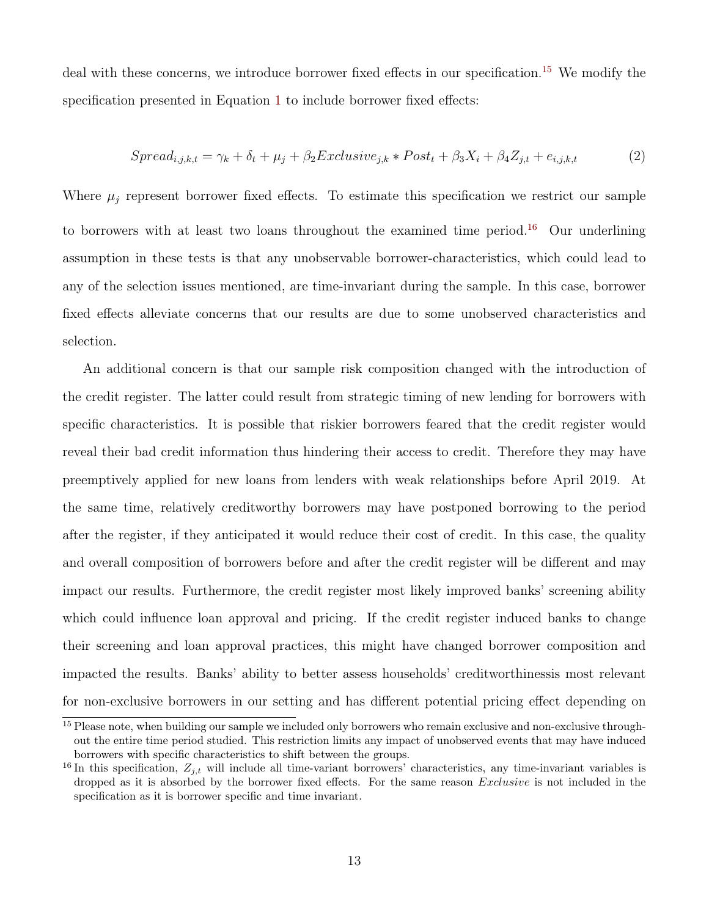deal with these concerns, we introduce borrower fixed effects in our specification.[15] We modify the specification presented in Equation 1 to include borrower fixed effects:

$$Spread_{i,j,k,t} = \gamma_k + \delta_t + \mu_j + \beta_2 Exclusive_{j,k} * Post_t + \beta_3 X_i + \beta_4 Z_{j,t} + e_{i,j,k,t} \tag{2}$$

Where $\mu_j$ represent borrower fixed effects. To estimate this specification we restrict our sample to borrowers with at least two loans throughout the examined time period.[16] Our underlining assumption in these tests is that any unobservable borrower-characteristics, which could lead to any of the selection issues mentioned, are time-invariant during the sample. In this case, borrower fixed effects alleviate concerns that our results are due to some unobserved characteristics and selection.

An additional concern is that our sample risk composition changed with the introduction of the credit register. The latter could result from strategic timing of new lending for borrowers with specific characteristics. It is possible that riskier borrowers feared that the credit register would reveal their bad credit information thus hindering their access to credit. Therefore they may have preemptively applied for new loans from lenders with weak relationships before April 2019. At the same time, relatively creditworthy borrowers may have postponed borrowing to the period after the register, if they anticipated it would reduce their cost of credit. In this case, the quality and overall composition of borrowers before and after the credit register will be different and may impact our results. Furthermore, the credit register most likely improved banks' screening ability which could influence loan approval and pricing. If the credit register induced banks to change their screening and loan approval practices, this might have changed borrower composition and impacted the results. Banks' ability to better assess households' creditworthinessis most relevant for non-exclusive borrowers in our setting and has different potential pricing effect depending on

[15] Please note, when building our sample we included only borrowers who remain exclusive and non-exclusive throughout the entire time period studied. This restriction limits any impact of unobserved events that may have induced borrowers with specific characteristics to shift between the groups.

[16] In this specification, $Z_{j,t}$ will include all time-variant borrowers' characteristics, any time-invariant variables is dropped as it is absorbed by the borrower fixed effects. For the same reason *Exclusive* is not included in the specification as it is borrower specific and time invariant.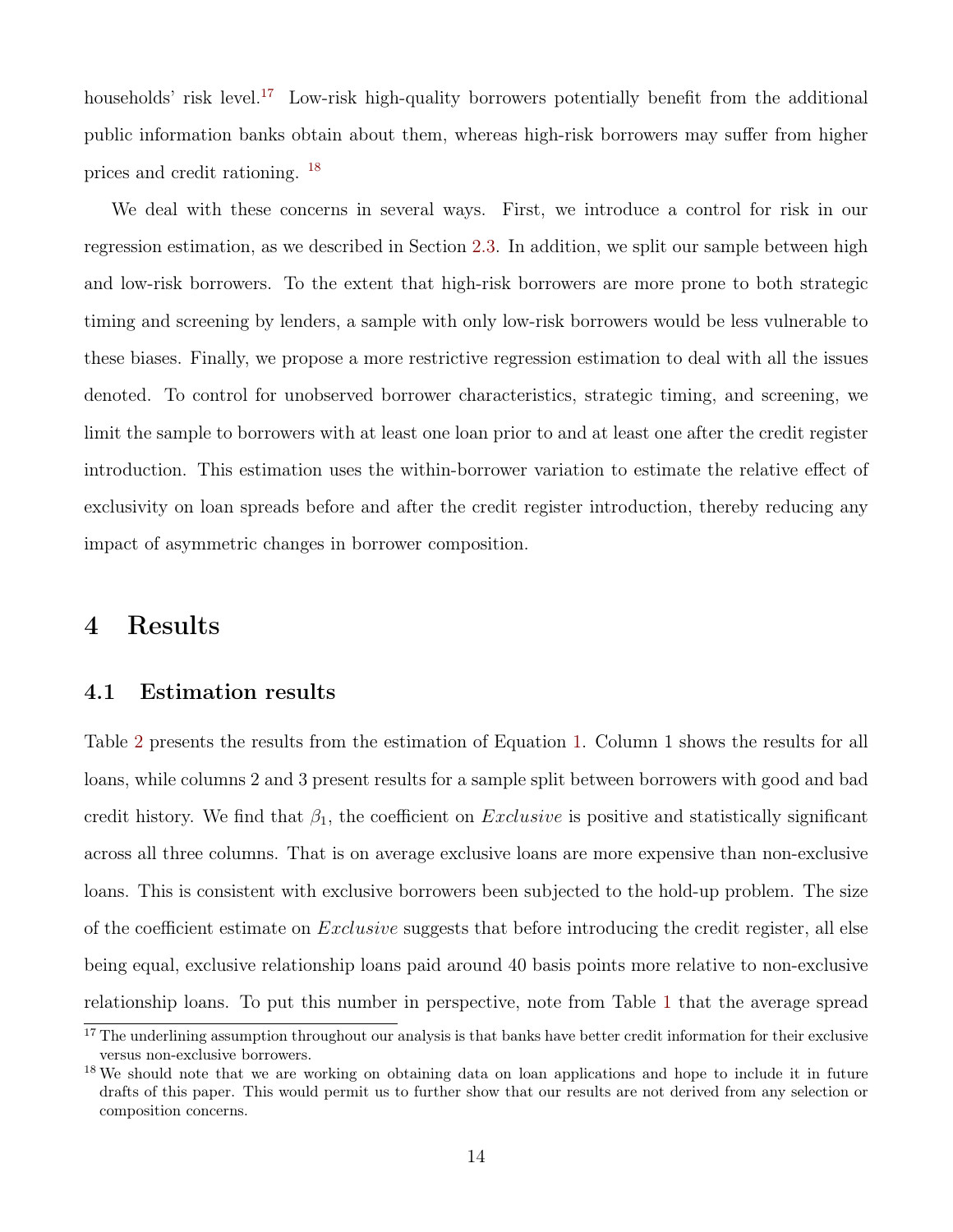households' risk level.[17] Low-risk high-quality borrowers potentially benefit from the additional public information banks obtain about them, whereas high-risk borrowers may suffer from higher prices and credit rationing. [18]

We deal with these concerns in several ways. First, we introduce a control for risk in our regression estimation, as we described in Section 2.3. In addition, we split our sample between high and low-risk borrowers. To the extent that high-risk borrowers are more prone to both strategic timing and screening by lenders, a sample with only low-risk borrowers would be less vulnerable to these biases. Finally, we propose a more restrictive regression estimation to deal with all the issues denoted. To control for unobserved borrower characteristics, strategic timing, and screening, we limit the sample to borrowers with at least one loan prior to and at least one after the credit register introduction. This estimation uses the within-borrower variation to estimate the relative effect of exclusivity on loan spreads before and after the credit register introduction, thereby reducing any impact of asymmetric changes in borrower composition.

# 4 Results

## 4.1 Estimation results

Table 2 presents the results from the estimation of Equation 1. Column 1 shows the results for all loans, while columns 2 and 3 present results for a sample split between borrowers with good and bad credit history. We find that $\beta_1$, the coefficient on *Exclusive* is positive and statistically significant across all three columns. That is on average exclusive loans are more expensive than non-exclusive loans. This is consistent with exclusive borrowers been subjected to the hold-up problem. The size of the coefficient estimate on *Exclusive* suggests that before introducing the credit register, all else being equal, exclusive relationship loans paid around 40 basis points more relative to non-exclusive relationship loans. To put this number in perspective, note from Table 1 that the average spread

[17] The underlining assumption throughout our analysis is that banks have better credit information for their exclusive versus non-exclusive borrowers.

[18] We should note that we are working on obtaining data on loan applications and hope to include it in future drafts of this paper. This would permit us to further show that our results are not derived from any selection or composition concerns.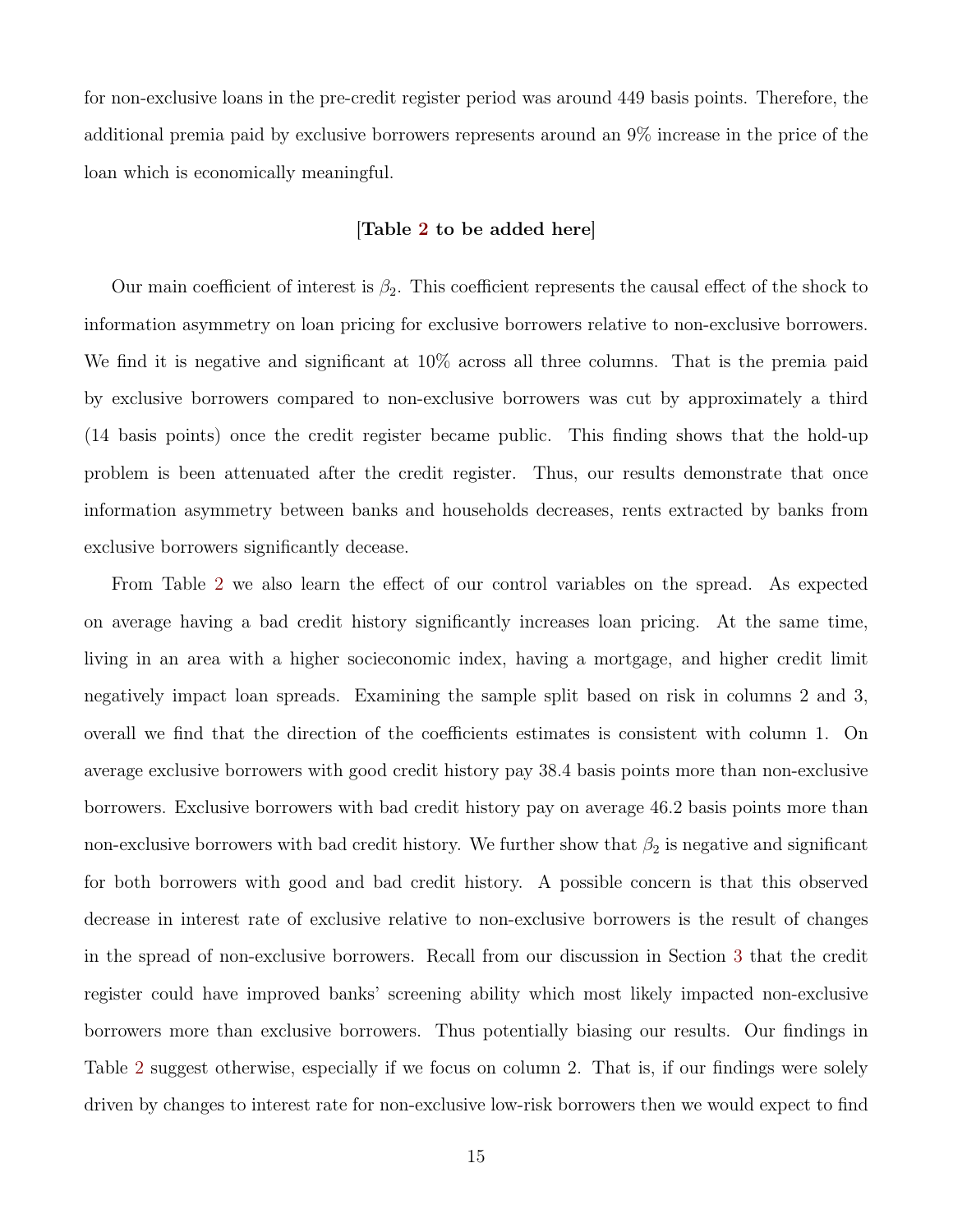for non-exclusive loans in the pre-credit register period was around 449 basis points. Therefore, the additional premia paid by exclusive borrowers represents around an 9% increase in the price of the loan which is economically meaningful.

**[Table 2 to be added here]**

Our main coefficient of interest is $\beta_2$. This coefficient represents the causal effect of the shock to information asymmetry on loan pricing for exclusive borrowers relative to non-exclusive borrowers. We find it is negative and significant at 10% across all three columns. That is the premia paid by exclusive borrowers compared to non-exclusive borrowers was cut by approximately a third (14 basis points) once the credit register became public. This finding shows that the hold-up problem is been attenuated after the credit register. Thus, our results demonstrate that once information asymmetry between banks and households decreases, rents extracted by banks from exclusive borrowers significantly decease.

From Table 2 we also learn the effect of our control variables on the spread. As expected on average having a bad credit history significantly increases loan pricing. At the same time, living in an area with a higher socieconomic index, having a mortgage, and higher credit limit negatively impact loan spreads. Examining the sample split based on risk in columns 2 and 3, overall we find that the direction of the coefficients estimates is consistent with column 1. On average exclusive borrowers with good credit history pay 38.4 basis points more than non-exclusive borrowers. Exclusive borrowers with bad credit history pay on average 46.2 basis points more than non-exclusive borrowers with bad credit history. We further show that $\beta_2$ is negative and significant for both borrowers with good and bad credit history. A possible concern is that this observed decrease in interest rate of exclusive relative to non-exclusive borrowers is the result of changes in the spread of non-exclusive borrowers. Recall from our discussion in Section 3 that the credit register could have improved banks' screening ability which most likely impacted non-exclusive borrowers more than exclusive borrowers. Thus potentially biasing our results. Our findings in Table 2 suggest otherwise, especially if we focus on column 2. That is, if our findings were solely driven by changes to interest rate for non-exclusive low-risk borrowers then we would expect to find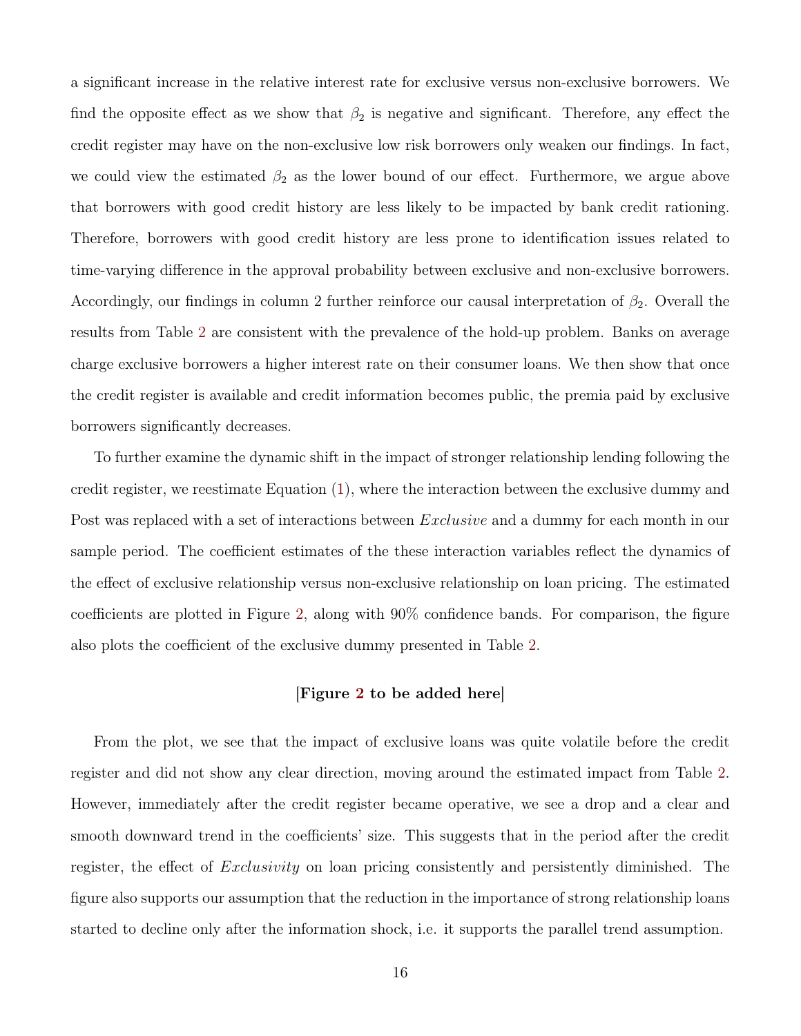a significant increase in the relative interest rate for exclusive versus non-exclusive borrowers. We find the opposite effect as we show that $\beta_2$ is negative and significant. Therefore, any effect the credit register may have on the non-exclusive low risk borrowers only weaken our findings. In fact, we could view the estimated $\beta_2$ as the lower bound of our effect. Furthermore, we argue above that borrowers with good credit history are less likely to be impacted by bank credit rationing. Therefore, borrowers with good credit history are less prone to identification issues related to time-varying difference in the approval probability between exclusive and non-exclusive borrowers. Accordingly, our findings in column 2 further reinforce our causal interpretation of $\beta_2$. Overall the results from Table 2 are consistent with the prevalence of the hold-up problem. Banks on average charge exclusive borrowers a higher interest rate on their consumer loans. We then show that once the credit register is available and credit information becomes public, the premia paid by exclusive borrowers significantly decreases.

To further examine the dynamic shift in the impact of stronger relationship lending following the credit register, we reestimate Equation (1), where the interaction between the exclusive dummy and Post was replaced with a set of interactions between *Exclusive* and a dummy for each month in our sample period. The coefficient estimates of the these interaction variables reflect the dynamics of the effect of exclusive relationship versus non-exclusive relationship on loan pricing. The estimated coefficients are plotted in Figure 2, along with 90% confidence bands. For comparison, the figure also plots the coefficient of the exclusive dummy presented in Table 2.

**[Figure 2 to be added here]**

From the plot, we see that the impact of exclusive loans was quite volatile before the credit register and did not show any clear direction, moving around the estimated impact from Table 2. However, immediately after the credit register became operative, we see a drop and a clear and smooth downward trend in the coefficients' size. This suggests that in the period after the credit register, the effect of *Exclusivity* on loan pricing consistently and persistently diminished. The figure also supports our assumption that the reduction in the importance of strong relationship loans started to decline only after the information shock, i.e. it supports the parallel trend assumption.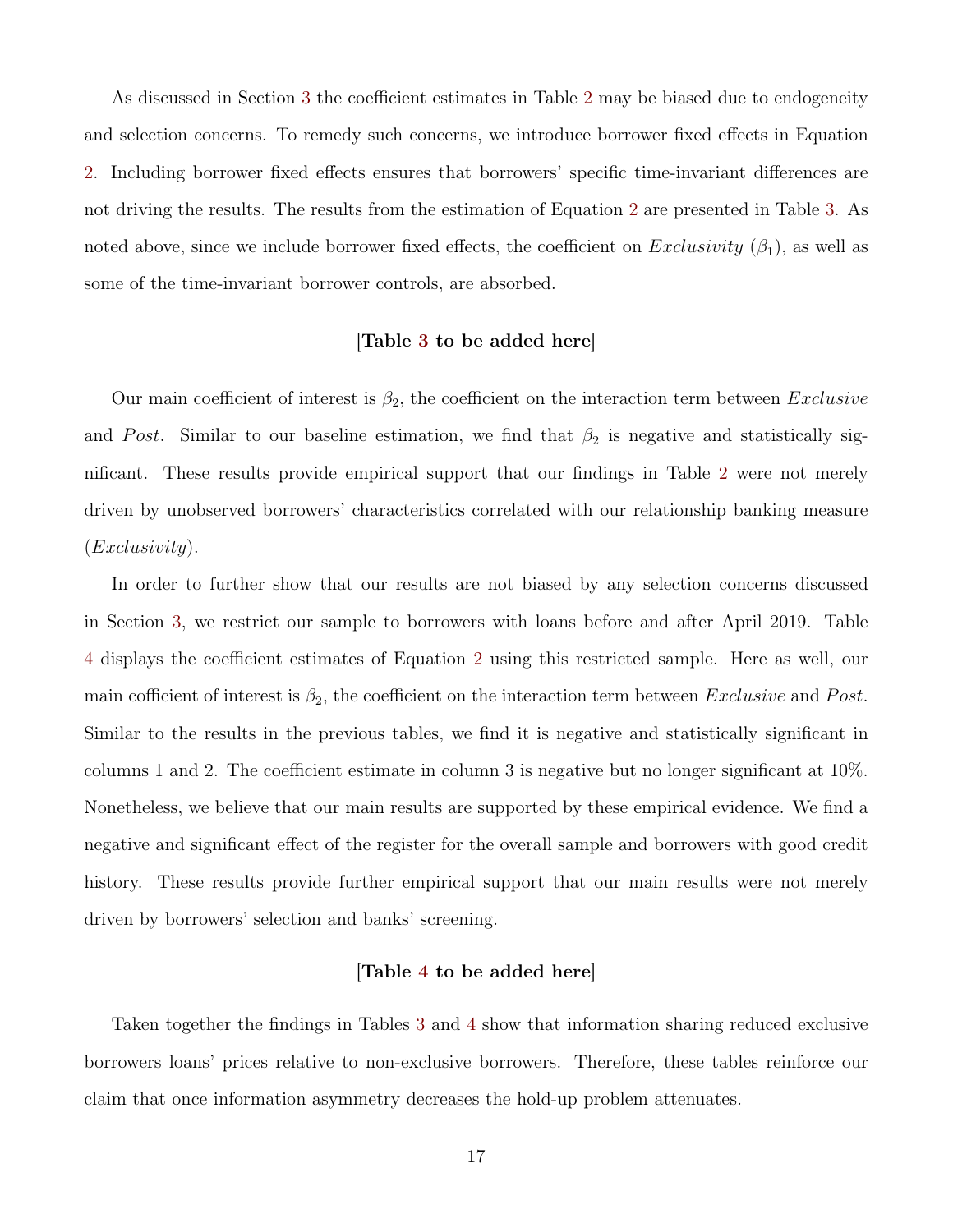As discussed in Section 3 the coefficient estimates in Table 2 may be biased due to endogeneity and selection concerns. To remedy such concerns, we introduce borrower fixed effects in Equation 2. Including borrower fixed effects ensures that borrowers' specific time-invariant differences are not driving the results. The results from the estimation of Equation 2 are presented in Table 3. As noted above, since we include borrower fixed effects, the coefficient on *Exclusivity* ($\beta_1$), as well as some of the time-invariant borrower controls, are absorbed.

**[Table 3 to be added here]**

Our main coefficient of interest is $\beta_2$, the coefficient on the interaction term between *Exclusive* and *Post*. Similar to our baseline estimation, we find that $\beta_2$ is negative and statistically significant. These results provide empirical support that our findings in Table 2 were not merely driven by unobserved borrowers' characteristics correlated with our relationship banking measure (*Exclusivity*).

In order to further show that our results are not biased by any selection concerns discussed in Section 3, we restrict our sample to borrowers with loans before and after April 2019. Table 4 displays the coefficient estimates of Equation 2 using this restricted sample. Here as well, our main cofficient of interest is $\beta_2$, the coefficient on the interaction term between *Exclusive* and *Post*. Similar to the results in the previous tables, we find it is negative and statistically significant in columns 1 and 2. The coefficient estimate in column 3 is negative but no longer significant at 10%. Nonetheless, we believe that our main results are supported by these empirical evidence. We find a negative and significant effect of the register for the overall sample and borrowers with good credit history. These results provide further empirical support that our main results were not merely driven by borrowers' selection and banks' screening.

**[Table 4 to be added here]**

Taken together the findings in Tables 3 and 4 show that information sharing reduced exclusive borrowers loans' prices relative to non-exclusive borrowers. Therefore, these tables reinforce our claim that once information asymmetry decreases the hold-up problem attenuates.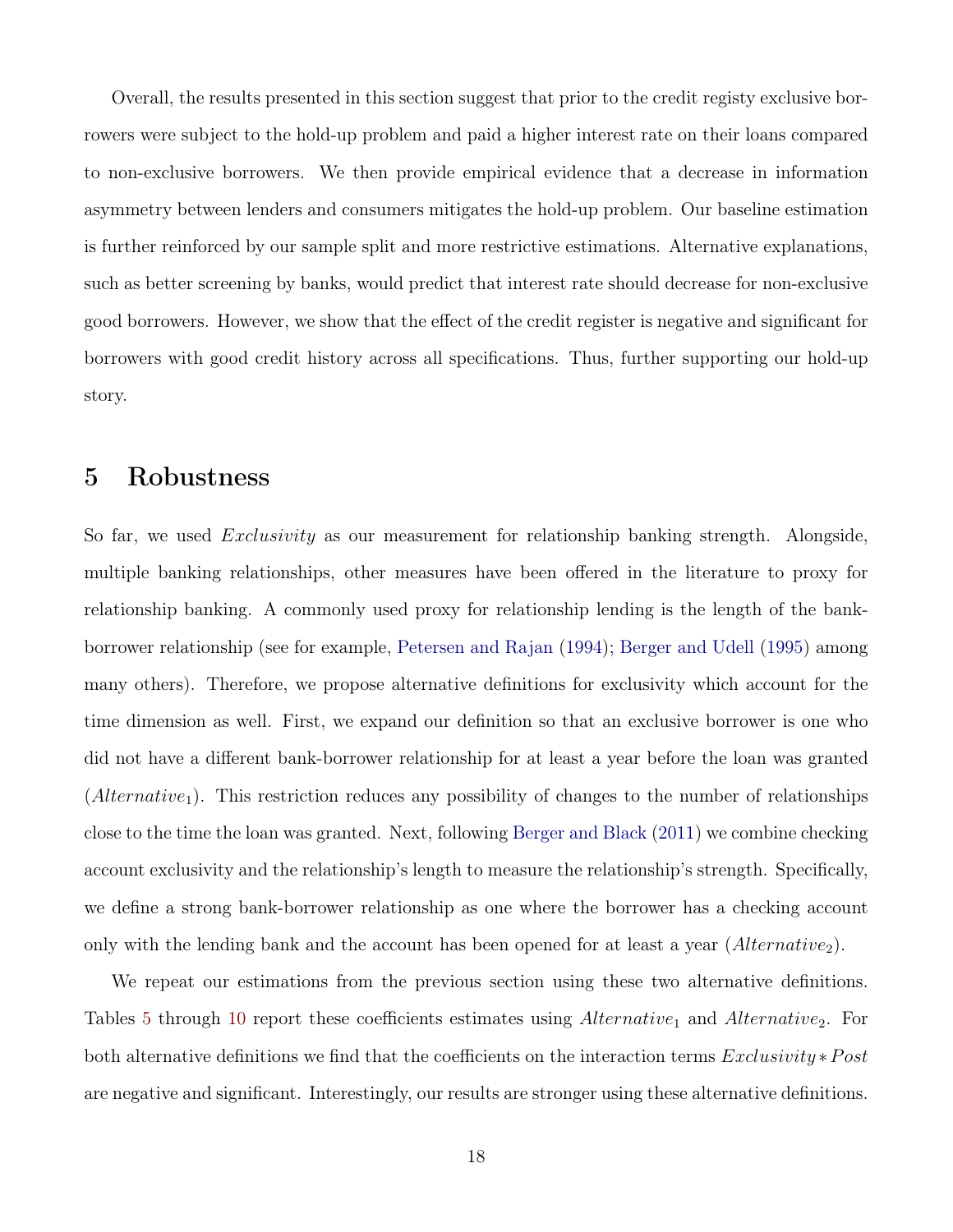Overall, the results presented in this section suggest that prior to the credit registy exclusive borrowers were subject to the hold-up problem and paid a higher interest rate on their loans compared to non-exclusive borrowers. We then provide empirical evidence that a decrease in information asymmetry between lenders and consumers mitigates the hold-up problem. Our baseline estimation is further reinforced by our sample split and more restrictive estimations. Alternative explanations, such as better screening by banks, would predict that interest rate should decrease for non-exclusive good borrowers. However, we show that the effect of the credit register is negative and significant for borrowers with good credit history across all specifications. Thus, further supporting our hold-up story.

# 5 Robustness

So far, we used *Exclusivity* as our measurement for relationship banking strength. Alongside, multiple banking relationships, other measures have been offered in the literature to proxy for relationship banking. A commonly used proxy for relationship lending is the length of the bank-borrower relationship (see for example, Petersen and Rajan (1994); Berger and Udell (1995) among many others). Therefore, we propose alternative definitions for exclusivity which account for the time dimension as well. First, we expand our definition so that an exclusive borrower is one who did not have a different bank-borrower relationship for at least a year before the loan was granted ($Alternative_1$). This restriction reduces any possibility of changes to the number of relationships close to the time the loan was granted. Next, following Berger and Black (2011) we combine checking account exclusivity and the relationship's length to measure the relationship's strength. Specifically, we define a strong bank-borrower relationship as one where the borrower has a checking account only with the lending bank and the account has been opened for at least a year ($Alternative_2$).

We repeat our estimations from the previous section using these two alternative definitions. Tables 5 through 10 report these coefficients estimates using $Alternative_1$ and $Alternative_2$. For both alternative definitions we find that the coefficients on the interaction terms $Exclusivity * Post$ are negative and significant. Interestingly, our results are stronger using these alternative definitions.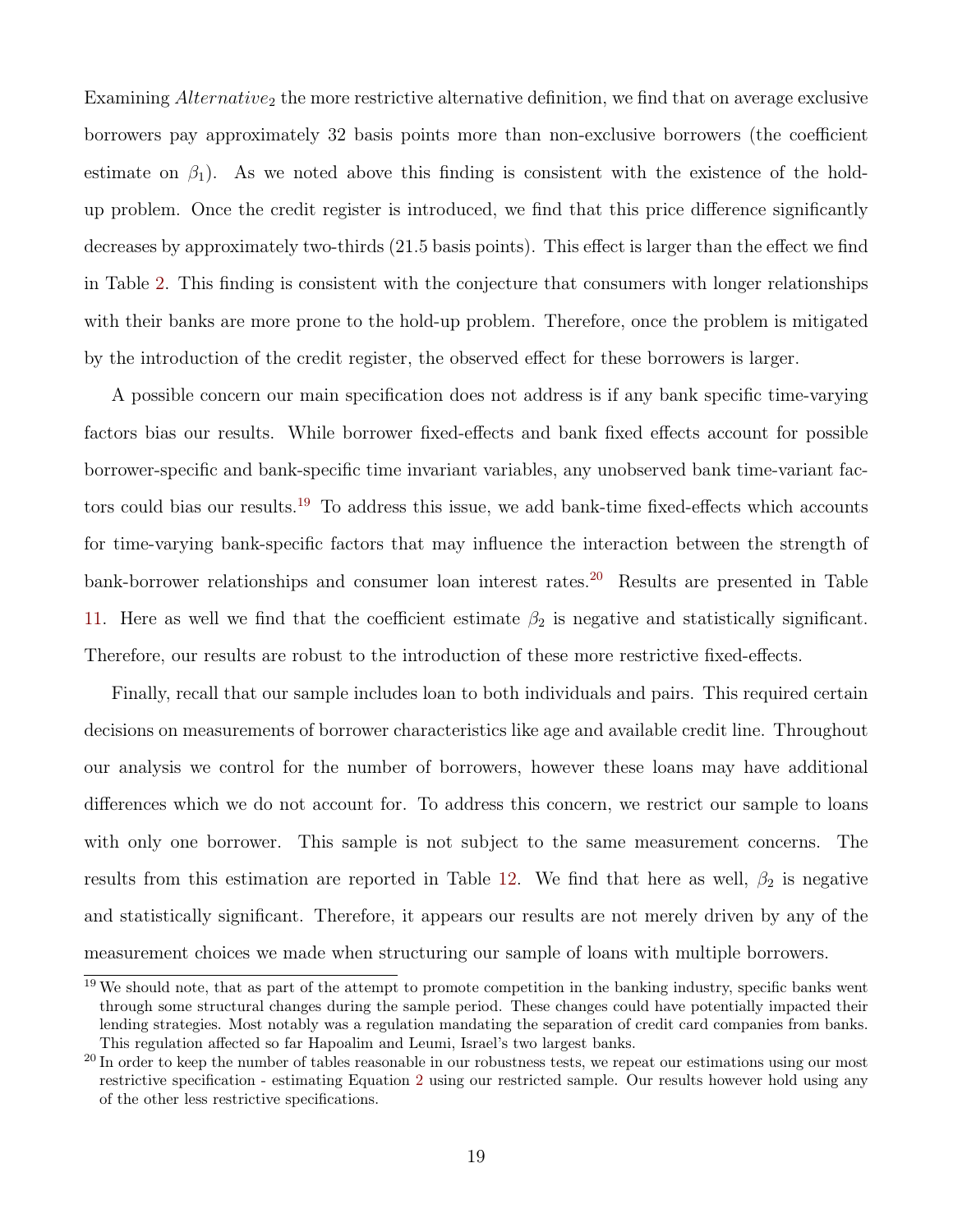Examining $Alternative_2$ the more restrictive alternative definition, we find that on average exclusive borrowers pay approximately 32 basis points more than non-exclusive borrowers (the coefficient estimate on $\beta_1$). As we noted above this finding is consistent with the existence of the hold-up problem. Once the credit register is introduced, we find that this price difference significantly decreases by approximately two-thirds (21.5 basis points). This effect is larger than the effect we find in Table 2. This finding is consistent with the conjecture that consumers with longer relationships with their banks are more prone to the hold-up problem. Therefore, once the problem is mitigated by the introduction of the credit register, the observed effect for these borrowers is larger.

A possible concern our main specification does not address is if any bank specific time-varying factors bias our results. While borrower fixed-effects and bank fixed effects account for possible borrower-specific and bank-specific time invariant variables, any unobserved bank time-variant factors could bias our results.[19] To address this issue, we add bank-time fixed-effects which accounts for time-varying bank-specific factors that may influence the interaction between the strength of bank-borrower relationships and consumer loan interest rates.[20] Results are presented in Table 11. Here as well we find that the coefficient estimate $\beta_2$ is negative and statistically significant. Therefore, our results are robust to the introduction of these more restrictive fixed-effects.

Finally, recall that our sample includes loan to both individuals and pairs. This required certain decisions on measurements of borrower characteristics like age and available credit line. Throughout our analysis we control for the number of borrowers, however these loans may have additional differences which we do not account for. To address this concern, we restrict our sample to loans with only one borrower. This sample is not subject to the same measurement concerns. The results from this estimation are reported in Table 12. We find that here as well, $\beta_2$ is negative and statistically significant. Therefore, it appears our results are not merely driven by any of the measurement choices we made when structuring our sample of loans with multiple borrowers.

[19] We should note, that as part of the attempt to promote competition in the banking industry, specific banks went through some structural changes during the sample period. These changes could have potentially impacted their lending strategies. Most notably was a regulation mandating the separation of credit card companies from banks. This regulation affected so far Hapoalim and Leumi, Israel's two largest banks.

[20] In order to keep the number of tables reasonable in our robustness tests, we repeat our estimations using our most restrictive specification - estimating Equation 2 using our restricted sample. Our results however hold using any of the other less restrictive specifications.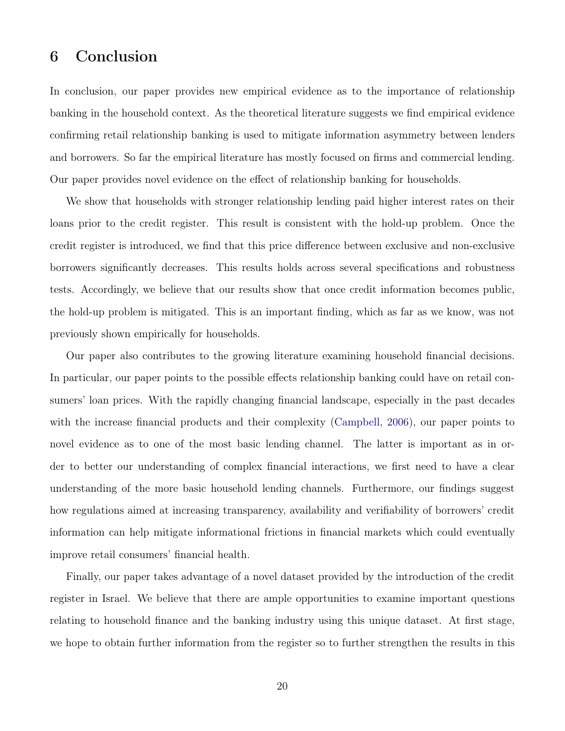# 6 Conclusion

In conclusion, our paper provides new empirical evidence as to the importance of relationship banking in the household context. As the theoretical literature suggests we find empirical evidence confirming retail relationship banking is used to mitigate information asymmetry between lenders and borrowers. So far the empirical literature has mostly focused on firms and commercial lending. Our paper provides novel evidence on the effect of relationship banking for households.

We show that households with stronger relationship lending paid higher interest rates on their loans prior to the credit register. This result is consistent with the hold-up problem. Once the credit register is introduced, we find that this price difference between exclusive and non-exclusive borrowers significantly decreases. This results holds across several specifications and robustness tests. Accordingly, we believe that our results show that once credit information becomes public, the hold-up problem is mitigated. This is an important finding, which as far as we know, was not previously shown empirically for households.

Our paper also contributes to the growing literature examining household financial decisions. In particular, our paper points to the possible effects relationship banking could have on retail consumers' loan prices. With the rapidly changing financial landscape, especially in the past decades with the increase financial products and their complexity (Campbell, 2006), our paper points to novel evidence as to one of the most basic lending channel. The latter is important as in order to better our understanding of complex financial interactions, we first need to have a clear understanding of the more basic household lending channels. Furthermore, our findings suggest how regulations aimed at increasing transparency, availability and verifiability of borrowers' credit information can help mitigate informational frictions in financial markets which could eventually improve retail consumers' financial health.

Finally, our paper takes advantage of a novel dataset provided by the introduction of the credit register in Israel. We believe that there are ample opportunities to examine important questions relating to household finance and the banking industry using this unique dataset. At first stage, we hope to obtain further information from the register so to further strengthen the results in this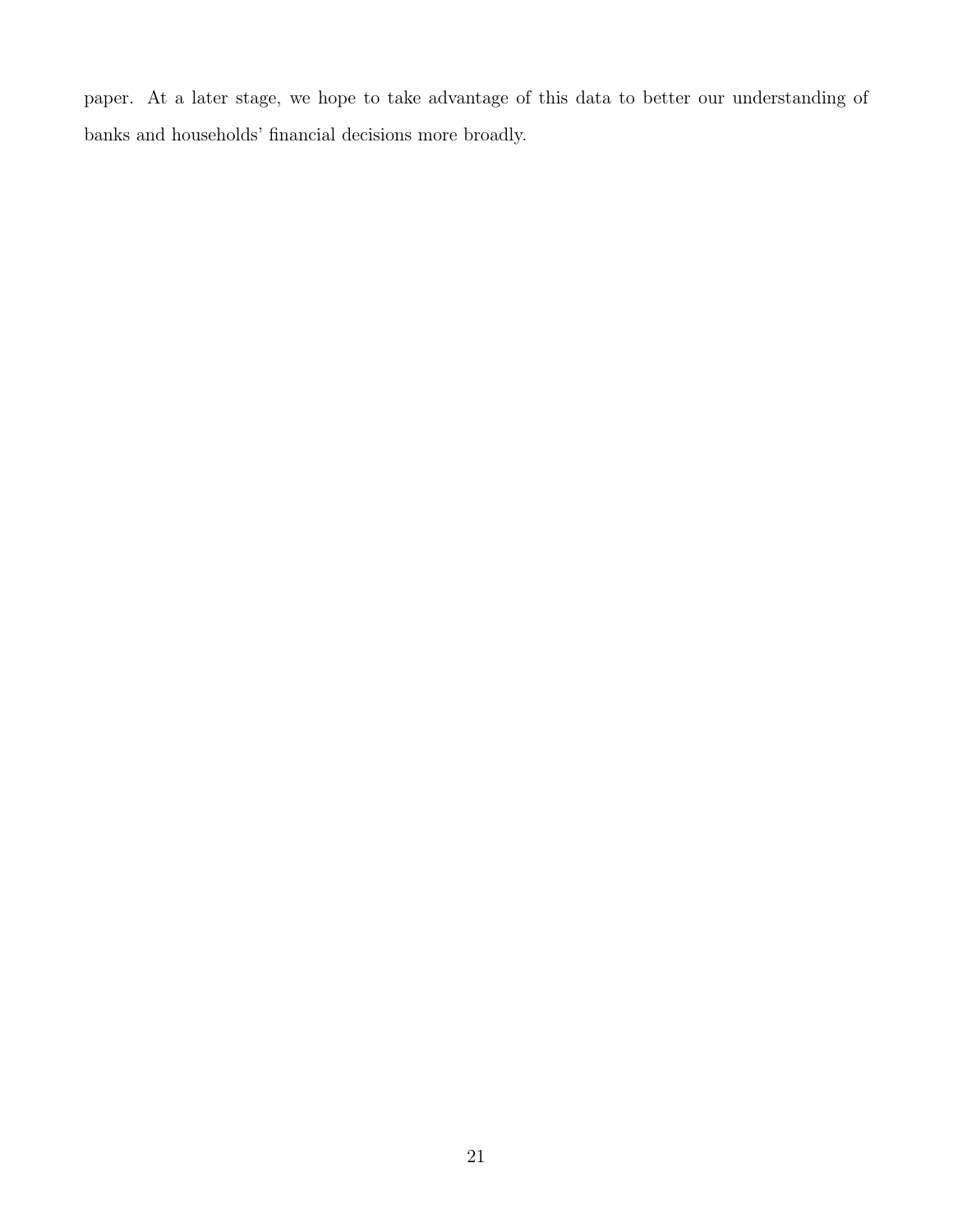paper. At a later stage, we hope to take advantage of this data to better our understanding of banks and households' financial decisions more broadly.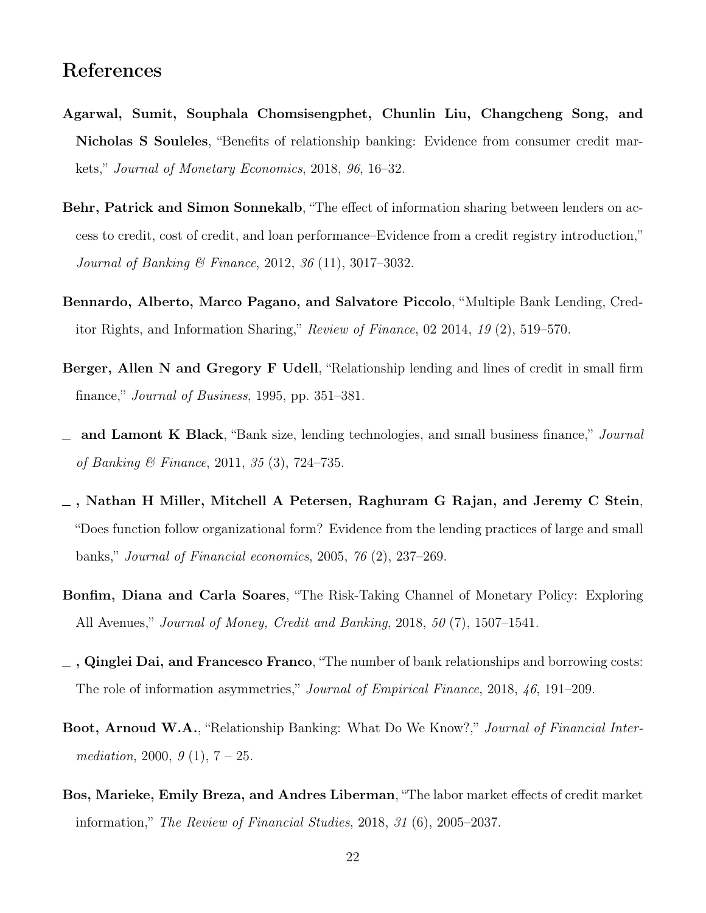# References

**Agarwal, Sumit, Souphala Chomsisengphet, Chunlin Liu, Changcheng Song, and Nicholas S Souleles**, "Benefits of relationship banking: Evidence from consumer credit markets," *Journal of Monetary Economics*, 2018, *96*, 16–32.

**Behr, Patrick and Simon Sonnekalb**, "The effect of information sharing between lenders on access to credit, cost of credit, and loan performance–Evidence from a credit registry introduction," *Journal of Banking & Finance*, 2012, *36* (11), 3017–3032.

**Bennardo, Alberto, Marco Pagano, and Salvatore Piccolo**, "Multiple Bank Lending, Creditor Rights, and Information Sharing," *Review of Finance*, 02 2014, *19* (2), 519–570.

**Berger, Allen N and Gregory F Udell**, "Relationship lending and lines of credit in small firm finance," *Journal of Business*, 1995, pp. 351–381.

**_ and Lamont K Black**, "Bank size, lending technologies, and small business finance," *Journal of Banking & Finance*, 2011, *35* (3), 724–735.

**_ , Nathan H Miller, Mitchell A Petersen, Raghuram G Rajan, and Jeremy C Stein**, "Does function follow organizational form? Evidence from the lending practices of large and small banks," *Journal of Financial economics*, 2005, *76* (2), 237–269.

**Bonfim, Diana and Carla Soares**, "The Risk-Taking Channel of Monetary Policy: Exploring All Avenues," *Journal of Money, Credit and Banking*, 2018, *50* (7), 1507–1541.

**_ , Qinglei Dai, and Francesco Franco**, "The number of bank relationships and borrowing costs: The role of information asymmetries," *Journal of Empirical Finance*, 2018, *46*, 191–209.

**Boot, Arnoud W.A.**, "Relationship Banking: What Do We Know?," *Journal of Financial Intermediation*, 2000, *9* (1), 7 – 25.

**Bos, Marieke, Emily Breza, and Andres Liberman**, "The labor market effects of credit market information," *The Review of Financial Studies*, 2018, *31* (6), 2005–2037.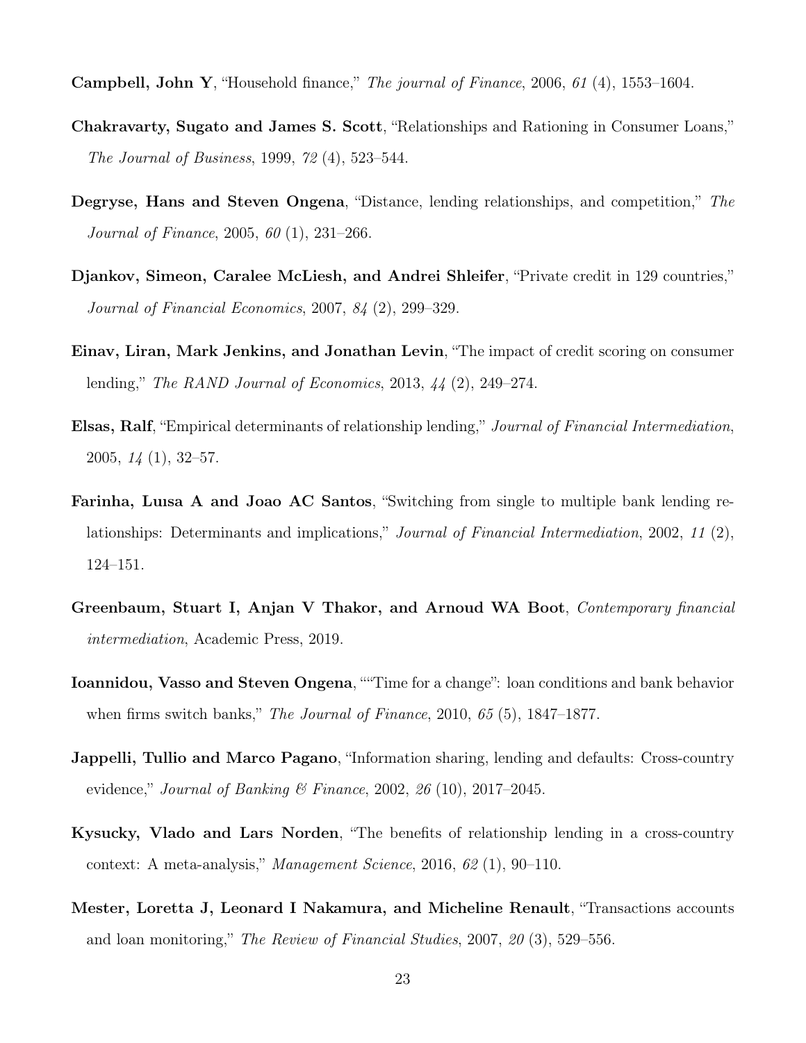**Campbell, John Y**, "Household finance," *The journal of Finance*, 2006, *61* (4), 1553–1604.

**Chakravarty, Sugato and James S. Scott**, "Relationships and Rationing in Consumer Loans," *The Journal of Business*, 1999, *72* (4), 523–544.

**Degryse, Hans and Steven Ongena**, "Distance, lending relationships, and competition," *The Journal of Finance*, 2005, *60* (1), 231–266.

**Djankov, Simeon, Caralee McLiesh, and Andrei Shleifer**, "Private credit in 129 countries," *Journal of Financial Economics*, 2007, *84* (2), 299–329.

**Einav, Liran, Mark Jenkins, and Jonathan Levin**, "The impact of credit scoring on consumer lending," *The RAND Journal of Economics*, 2013, *44* (2), 249–274.

**Elsas, Ralf**, "Empirical determinants of relationship lending," *Journal of Financial Intermediation*, 2005, *14* (1), 32–57.

**Farinha, Luısa A and Joao AC Santos**, "Switching from single to multiple bank lending relationships: Determinants and implications," *Journal of Financial Intermediation*, 2002, *11* (2), 124–151.

**Greenbaum, Stuart I, Anjan V Thakor, and Arnoud WA Boot**, *Contemporary financial intermediation*, Academic Press, 2019.

**Ioannidou, Vasso and Steven Ongena**, ""Time for a change": loan conditions and bank behavior when firms switch banks," *The Journal of Finance*, 2010, *65* (5), 1847–1877.

**Jappelli, Tullio and Marco Pagano**, "Information sharing, lending and defaults: Cross-country evidence," *Journal of Banking & Finance*, 2002, *26* (10), 2017–2045.

**Kysucky, Vlado and Lars Norden**, "The benefits of relationship lending in a cross-country context: A meta-analysis," *Management Science*, 2016, *62* (1), 90–110.

**Mester, Loretta J, Leonard I Nakamura, and Micheline Renault**, "Transactions accounts and loan monitoring," *The Review of Financial Studies*, 2007, *20* (3), 529–556.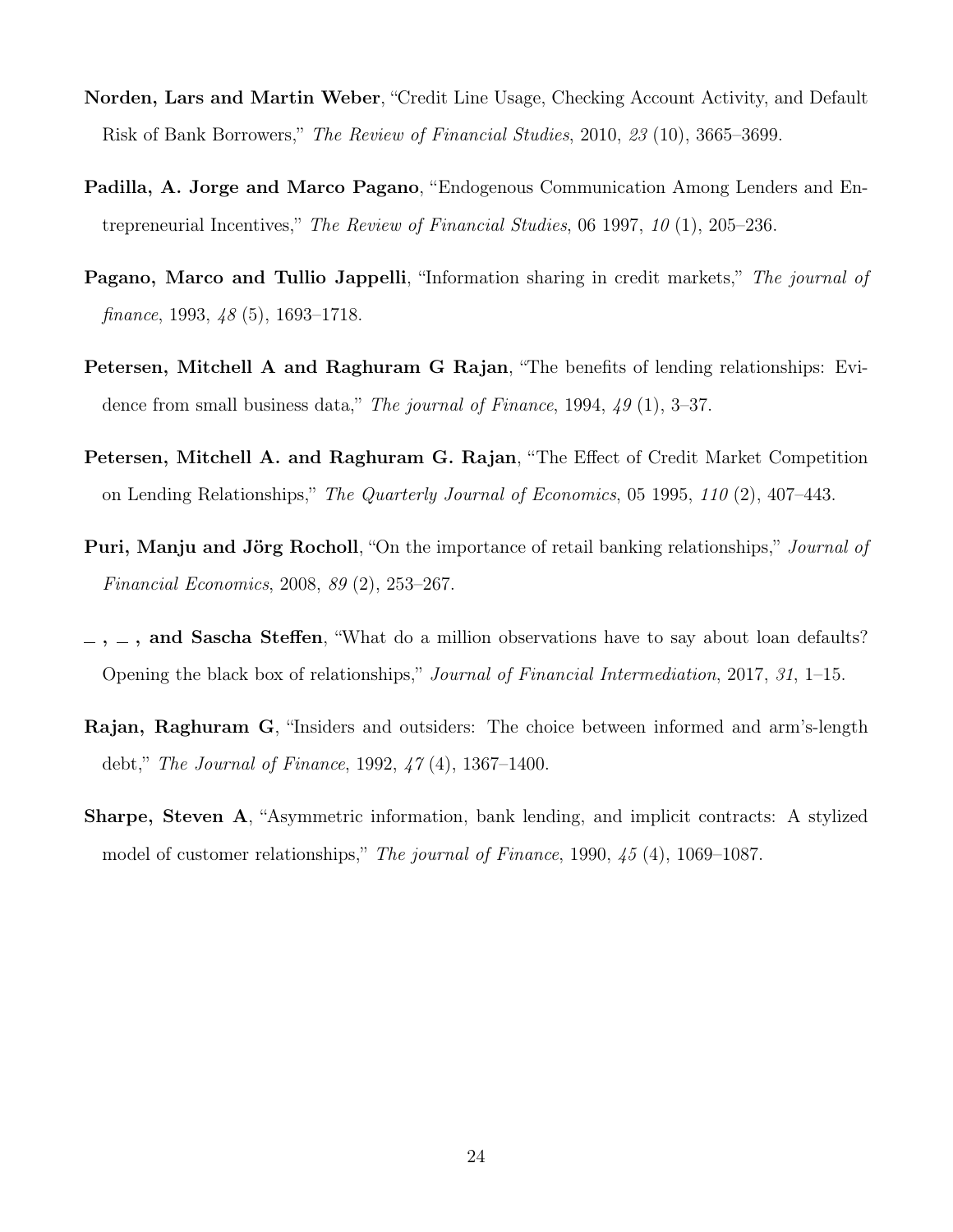**Norden, Lars and Martin Weber**, "Credit Line Usage, Checking Account Activity, and Default Risk of Bank Borrowers," *The Review of Financial Studies*, 2010, *23* (10), 3665–3699.

**Padilla, A. Jorge and Marco Pagano**, "Endogenous Communication Among Lenders and Entrepreneurial Incentives," *The Review of Financial Studies*, 06 1997, *10* (1), 205–236.

**Pagano, Marco and Tullio Jappelli**, "Information sharing in credit markets," *The journal of finance*, 1993, *48* (5), 1693–1718.

**Petersen, Mitchell A and Raghuram G Rajan**, "The benefits of lending relationships: Evidence from small business data," *The journal of Finance*, 1994, *49* (1), 3–37.

**Petersen, Mitchell A. and Raghuram G. Rajan**, "The Effect of Credit Market Competition on Lending Relationships," *The Quarterly Journal of Economics*, 05 1995, *110* (2), 407–443.

**Puri, Manju and Jörg Rocholl**, "On the importance of retail banking relationships," *Journal of Financial Economics*, 2008, *89* (2), 253–267.

**_ , _ , and Sascha Steffen**, "What do a million observations have to say about loan defaults? Opening the black box of relationships," *Journal of Financial Intermediation*, 2017, *31*, 1–15.

**Rajan, Raghuram G**, "Insiders and outsiders: The choice between informed and arm's-length debt," *The Journal of Finance*, 1992, *47* (4), 1367–1400.

**Sharpe, Steven A**, "Asymmetric information, bank lending, and implicit contracts: A stylized model of customer relationships," *The journal of Finance*, 1990, *45* (4), 1069–1087.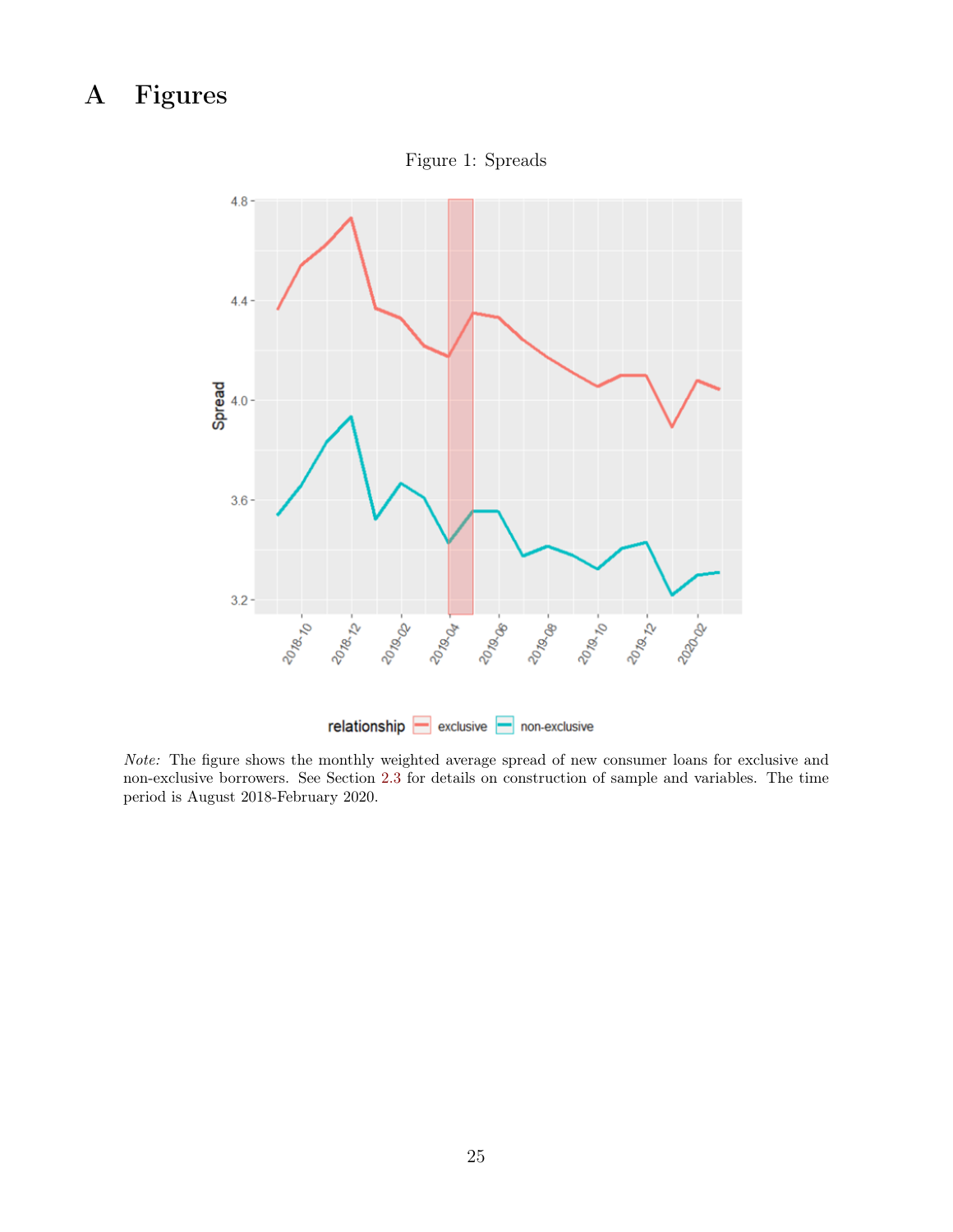# A Figures

Figure 1: Spreads

*Note:* The figure shows the monthly weighted average spread of new consumer loans for exclusive and non-exclusive borrowers. See Section 2.3 for details on construction of sample and variables. The time period is August 2018-February 2020.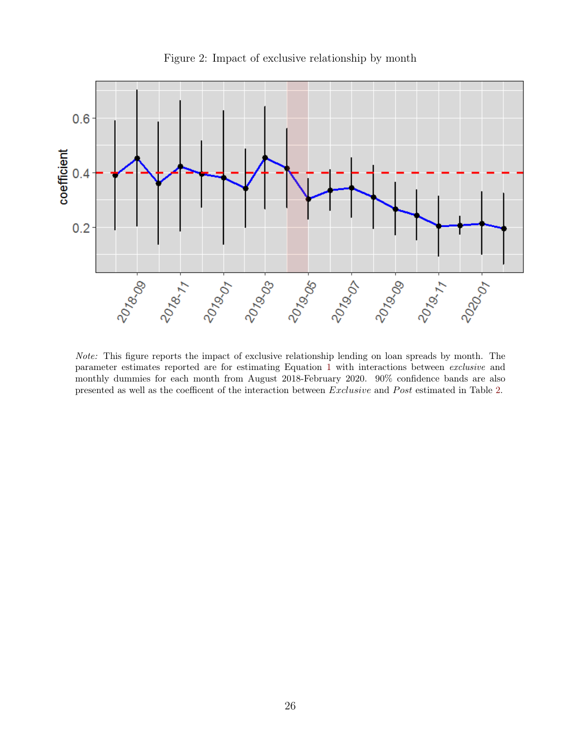Figure 2: Impact of exclusive relationship by month

*Note:* This figure reports the impact of exclusive relationship lending on loan spreads by month. The parameter estimates reported are for estimating Equation 1 with interactions between *exclusive* and monthly dummies for each month from August 2018-February 2020. 90% confidence bands are also presented as well as the coefficent of the interaction between *Exclusive* and *Post* estimated in Table 2.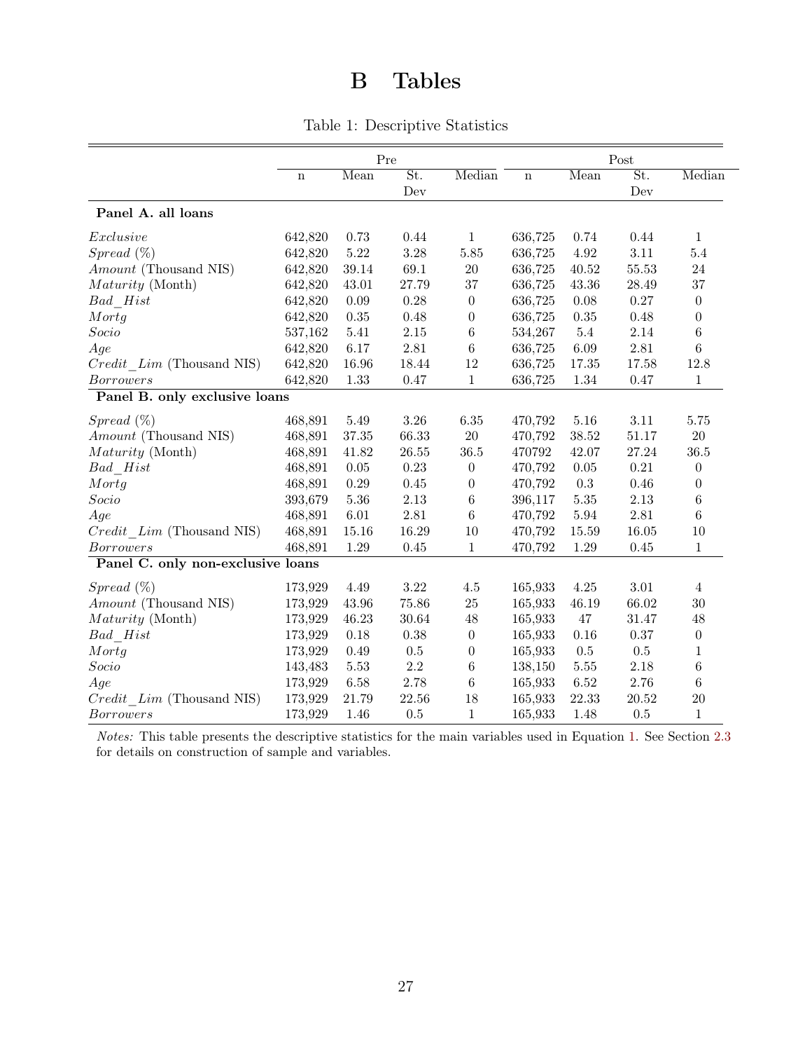# B Tables

Table 1: Descriptive Statistics

| | Pre | | | | Post | | | |
|---|---|---|---|---|---|---|---|---|
| | n | Mean | St. Dev | Median | n | Mean | St. Dev | Median |
| **Panel A. all loans** | | | | | | | | |
| *Exclusive* | 642,820 | 0.73 | 0.44 | 1 | 636,725 | 0.74 | 0.44 | 1 |
| *Spread* (%) | 642,820 | 5.22 | 3.28 | 5.85 | 636,725 | 4.92 | 3.11 | 5.4 |
| *Amount* (Thousand NIS) | 642,820 | 39.14 | 69.1 | 20 | 636,725 | 40.52 | 55.53 | 24 |
| *Maturity* (Month) | 642,820 | 43.01 | 27.79 | 37 | 636,725 | 43.36 | 28.49 | 37 |
| *Bad_Hist* | 642,820 | 0.09 | 0.28 | 0 | 636,725 | 0.08 | 0.27 | 0 |
| *Mortg* | 642,820 | 0.35 | 0.48 | 0 | 636,725 | 0.35 | 0.48 | 0 |
| *Socio* | 537,162 | 5.41 | 2.15 | 6 | 534,267 | 5.4 | 2.14 | 6 |
| *Age* | 642,820 | 6.17 | 2.81 | 6 | 636,725 | 6.09 | 2.81 | 6 |
| *Credit_Lim* (Thousand NIS) | 642,820 | 16.96 | 18.44 | 12 | 636,725 | 17.35 | 17.58 | 12.8 |
| *Borrowers* | 642,820 | 1.33 | 0.47 | 1 | 636,725 | 1.34 | 0.47 | 1 |
| **Panel B. only exclusive loans** | | | | | | | | |
| *Spread* (%) | 468,891 | 5.49 | 3.26 | 6.35 | 470,792 | 5.16 | 3.11 | 5.75 |
| *Amount* (Thousand NIS) | 468,891 | 37.35 | 66.33 | 20 | 470,792 | 38.52 | 51.17 | 20 |
| *Maturity* (Month) | 468,891 | 41.82 | 26.55 | 36.5 | 470792 | 42.07 | 27.24 | 36.5 |
| *Bad_Hist* | 468,891 | 0.05 | 0.23 | 0 | 470,792 | 0.05 | 0.21 | 0 |
| *Mortg* | 468,891 | 0.29 | 0.45 | 0 | 470,792 | 0.3 | 0.46 | 0 |
| *Socio* | 393,679 | 5.36 | 2.13 | 6 | 396,117 | 5.35 | 2.13 | 6 |
| *Age* | 468,891 | 6.01 | 2.81 | 6 | 470,792 | 5.94 | 2.81 | 6 |
| *Credit_Lim* (Thousand NIS) | 468,891 | 15.16 | 16.29 | 10 | 470,792 | 15.59 | 16.05 | 10 |
| *Borrowers* | 468,891 | 1.29 | 0.45 | 1 | 470,792 | 1.29 | 0.45 | 1 |
| **Panel C. only non-exclusive loans** | | | | | | | | |
| *Spread* (%) | 173,929 | 4.49 | 3.22 | 4.5 | 165,933 | 4.25 | 3.01 | 4 |
| *Amount* (Thousand NIS) | 173,929 | 43.96 | 75.86 | 25 | 165,933 | 46.19 | 66.02 | 30 |
| *Maturity* (Month) | 173,929 | 46.23 | 30.64 | 48 | 165,933 | 47 | 31.47 | 48 |
| *Bad_Hist* | 173,929 | 0.18 | 0.38 | 0 | 165,933 | 0.16 | 0.37 | 0 |
| *Mortg* | 173,929 | 0.49 | 0.5 | 0 | 165,933 | 0.5 | 0.5 | 1 |
| *Socio* | 143,483 | 5.53 | 2.2 | 6 | 138,150 | 5.55 | 2.18 | 6 |
| *Age* | 173,929 | 6.58 | 2.78 | 6 | 165,933 | 6.52 | 2.76 | 6 |
| *Credit_Lim* (Thousand NIS) | 173,929 | 21.79 | 22.56 | 18 | 165,933 | 22.33 | 20.52 | 20 |
| *Borrowers* | 173,929 | 1.46 | 0.5 | 1 | 165,933 | 1.48 | 0.5 | 1 |

*Notes:* This table presents the descriptive statistics for the main variables used in Equation 1. See Section 2.3 for details on construction of sample and variables.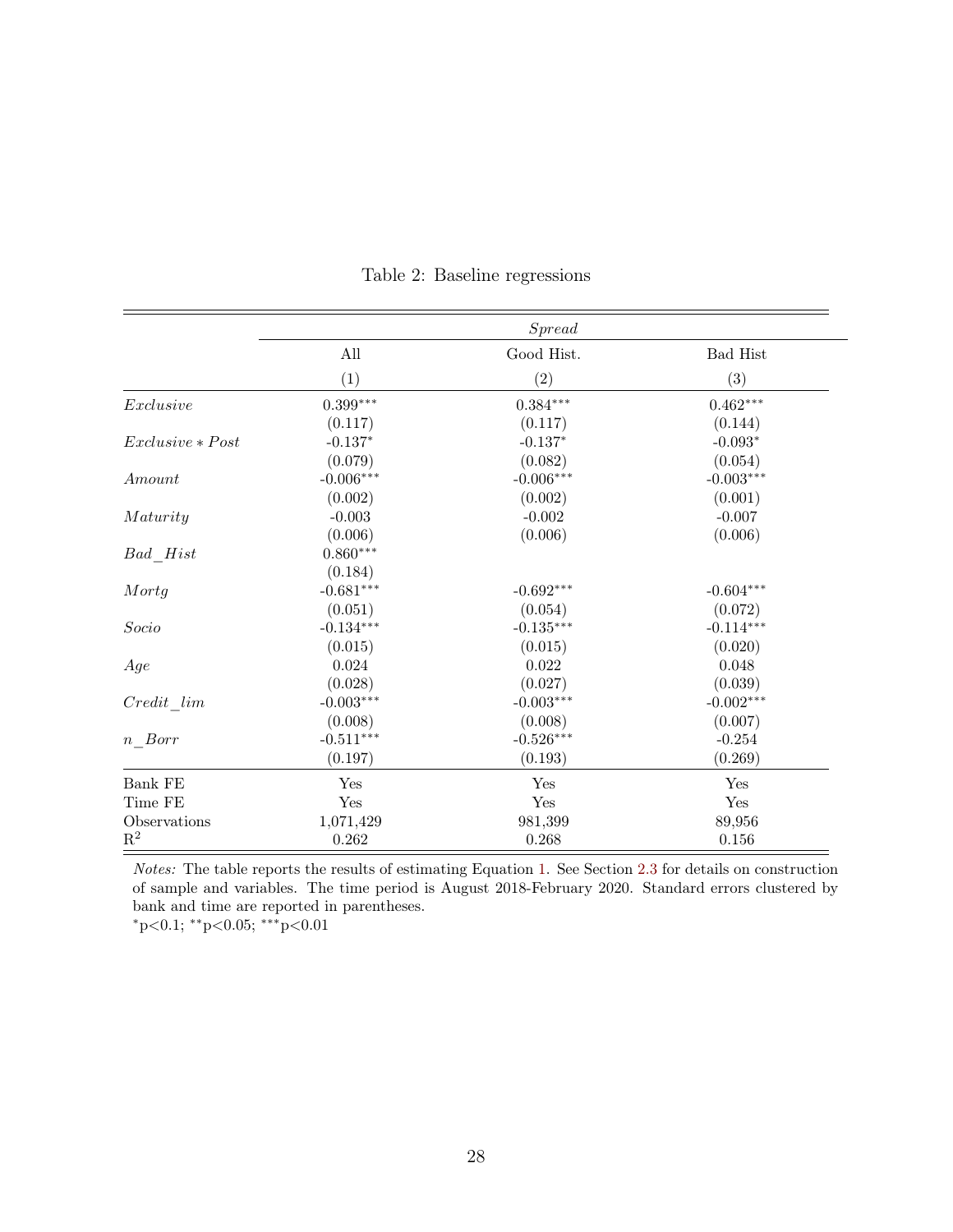Table 2: Baseline regressions

| | *Spread* | | |
|---|---|---|---|
| | All | Good Hist. | Bad Hist |
| | (1) | (2) | (3) |
| *Exclusive* | 0.399*** | 0.384*** | 0.462*** |
| | (0.117) | (0.117) | (0.144) |
| *Exclusive ∗ Post* | -0.137* | -0.137* | -0.093* |
| | (0.079) | (0.082) | (0.054) |
| *Amount* | -0.006*** | -0.006*** | -0.003*** |
| | (0.002) | (0.002) | (0.001) |
| *Maturity* | -0.003 | -0.002 | -0.007 |
| | (0.006) | (0.006) | (0.006) |
| *Bad_Hist* | 0.860*** | | |
| | (0.184) | | |
| *Mortg* | -0.681*** | -0.692*** | -0.604*** |
| | (0.051) | (0.054) | (0.072) |
| *Socio* | -0.134*** | -0.135*** | -0.114*** |
| | (0.015) | (0.015) | (0.020) |
| *Age* | 0.024 | 0.022 | 0.048 |
| | (0.028) | (0.027) | (0.039) |
| *Credit_lim* | -0.003*** | -0.003*** | -0.002*** |
| | (0.008) | (0.008) | (0.007) |
| *n_Borr* | -0.511*** | -0.526*** | -0.254 |
| | (0.197) | (0.193) | (0.269) |
| Bank FE | Yes | Yes | Yes |
| Time FE | Yes | Yes | Yes |
| Observations | 1,071,429 | 981,399 | 89,956 |
| $R^2$ | 0.262 | 0.268 | 0.156 |

*Notes:* The table reports the results of estimating Equation 1. See Section 2.3 for details on construction of sample and variables. The time period is August 2018-February 2020. Standard errors clustered by bank and time are reported in parentheses.

*p<0.1; **p<0.05; ***p<0.01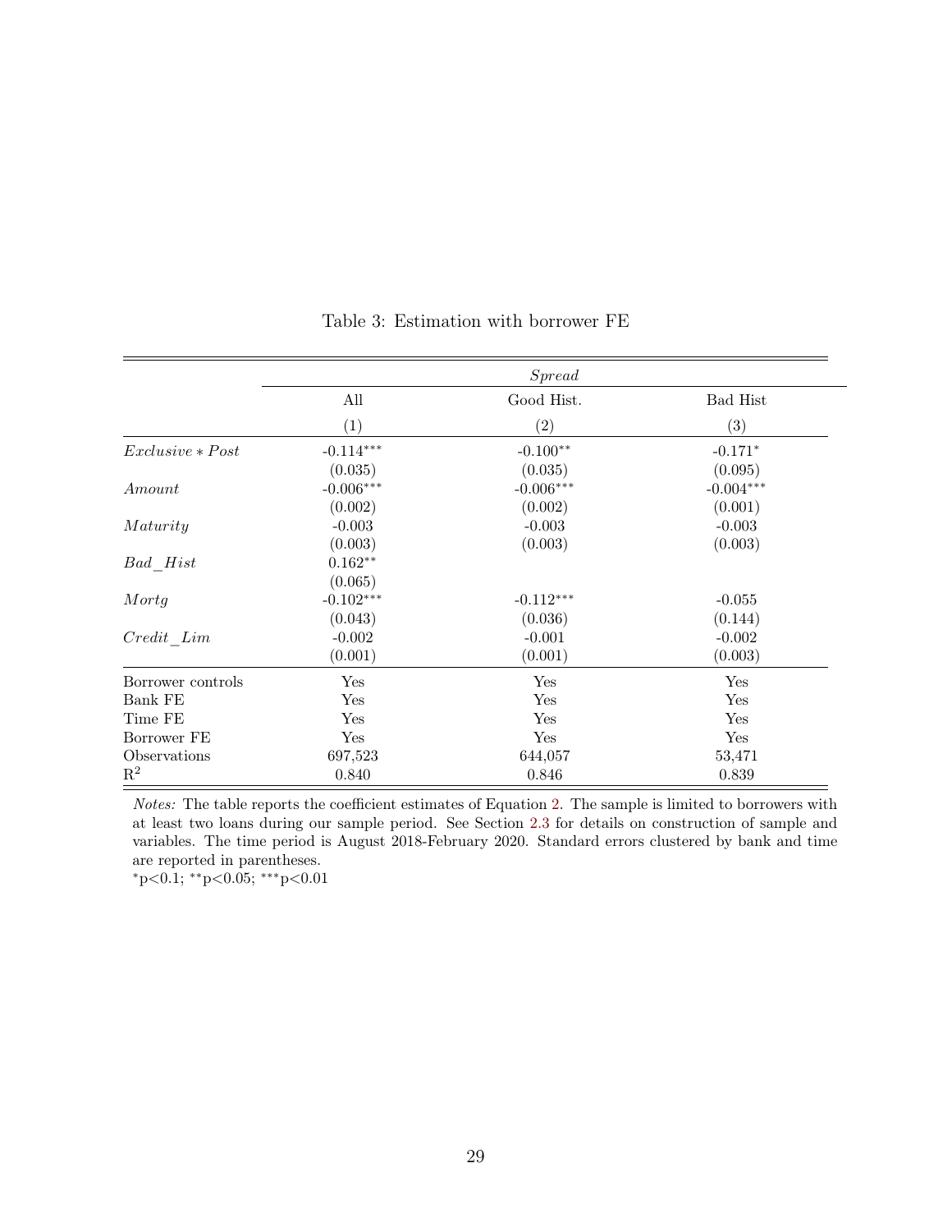Table 3: Estimation with borrower FE

| | *Spread* | | |
|---|---|---|---|
| | All | Good Hist. | Bad Hist |
| | (1) | (2) | (3) |
| $Exclusive * Post$ | -0.114*** | -0.100** | -0.171* |
| | (0.035) | (0.035) | (0.095) |
| $Amount$ | -0.006*** | -0.006*** | -0.004*** |
| | (0.002) | (0.002) | (0.001) |
| $Maturity$ | -0.003 | -0.003 | -0.003 |
| | (0.003) | (0.003) | (0.003) |
| $Bad\_Hist$ | 0.162** | | |
| | (0.065) | | |
| $Mortg$ | -0.102*** | -0.112*** | -0.055 |
| | (0.043) | (0.036) | (0.144) |
| $Credit\_Lim$ | -0.002 | -0.001 | -0.002 |
| | (0.001) | (0.001) | (0.003) |
| Borrower controls | Yes | Yes | Yes |
| Bank FE | Yes | Yes | Yes |
| Time FE | Yes | Yes | Yes |
| Borrower FE | Yes | Yes | Yes |
| Observations | 697,523 | 644,057 | 53,471 |
| $R^2$ | 0.840 | 0.846 | 0.839 |

*Notes:* The table reports the coefficient estimates of Equation 2. The sample is limited to borrowers with at least two loans during our sample period. See Section 2.3 for details on construction of sample and variables. The time period is August 2018-February 2020. Standard errors clustered by bank and time are reported in parentheses.

*p<0.1; **p<0.05; ***p<0.01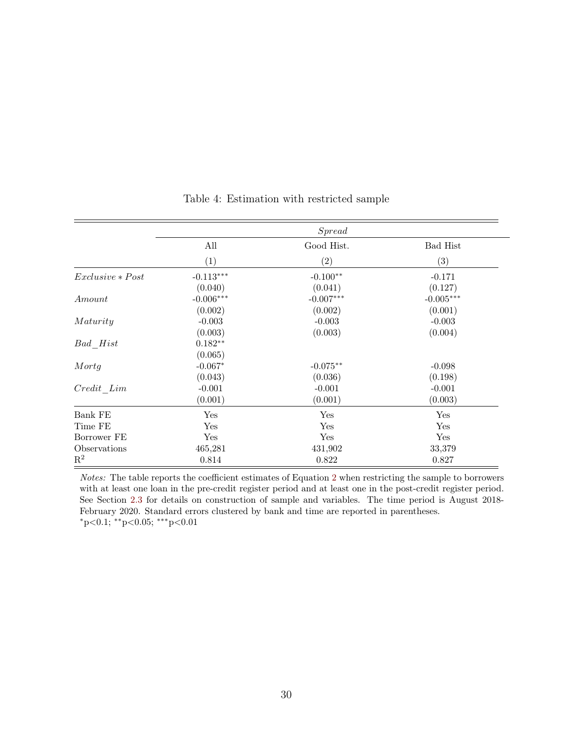Table 4: Estimation with restricted sample

| | *Spread* | | |
|---|---|---|---|
| | All | Good Hist. | Bad Hist |
| | (1) | (2) | (3) |
| $Exclusive * Post$ | -0.113*** | -0.100** | -0.171 |
| | (0.040) | (0.041) | (0.127) |
| $Amount$ | -0.006*** | -0.007*** | -0.005*** |
| | (0.002) | (0.002) | (0.001) |
| $Maturity$ | -0.003 | -0.003 | -0.003 |
| | (0.003) | (0.003) | (0.004) |
| $Bad\_Hist$ | 0.182** | | |
| | (0.065) | | |
| $Mortg$ | -0.067* | -0.075** | -0.098 |
| | (0.043) | (0.036) | (0.198) |
| $Credit\_Lim$ | -0.001 | -0.001 | -0.001 |
| | (0.001) | (0.001) | (0.003) |
| Bank FE | Yes | Yes | Yes |
| Time FE | Yes | Yes | Yes |
| Borrower FE | Yes | Yes | Yes |
| Observations | 465,281 | 431,902 | 33,379 |
| $R^2$ | 0.814 | 0.822 | 0.827 |

*Notes:* The table reports the coefficient estimates of Equation 2 when restricting the sample to borrowers with at least one loan in the pre-credit register period and at least one in the post-credit register period. See Section 2.3 for details on construction of sample and variables. The time period is August 2018-February 2020. Standard errors clustered by bank and time are reported in parentheses.
*p<0.1; **p<0.05; ***p<0.01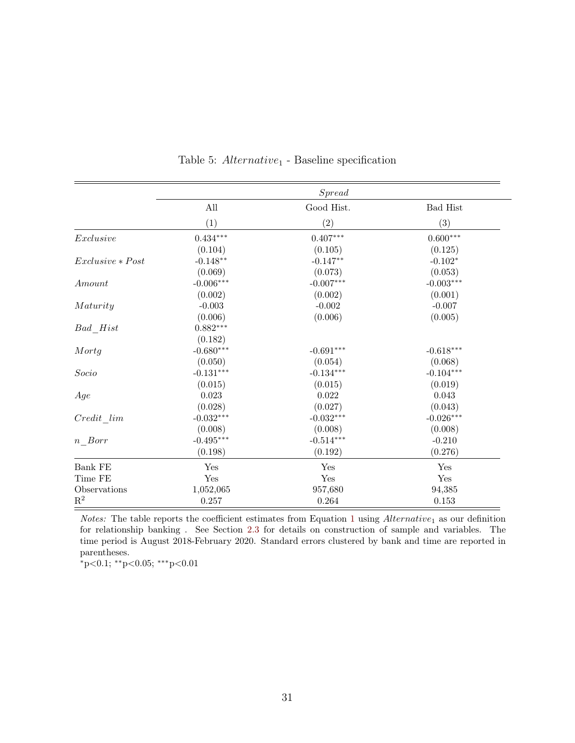Table 5: $Alternative_1$ - Baseline specification

| | *Spread* | | |
|---|---|---|---|
| | All | Good Hist. | Bad Hist |
| | (1) | (2) | (3) |
| $Exclusive$ | 0.434*** | 0.407*** | 0.600*** |
| | (0.104) | (0.105) | (0.125) |
| $Exclusive * Post$ | -0.148** | -0.147** | -0.102* |
| | (0.069) | (0.073) | (0.053) |
| $Amount$ | -0.006*** | -0.007*** | -0.003*** |
| | (0.002) | (0.002) | (0.001) |
| $Maturity$ | -0.003 | -0.002 | -0.007 |
| | (0.006) | (0.006) | (0.005) |
| $Bad\_Hist$ | 0.882*** | | |
| | (0.182) | | |
| $Mortg$ | -0.680*** | -0.691*** | -0.618*** |
| | (0.050) | (0.054) | (0.068) |
| $Socio$ | -0.131*** | -0.134*** | -0.104*** |
| | (0.015) | (0.015) | (0.019) |
| $Age$ | 0.023 | 0.022 | 0.043 |
| | (0.028) | (0.027) | (0.043) |
| $Credit\_lim$ | -0.032*** | -0.032*** | -0.026*** |
| | (0.008) | (0.008) | (0.008) |
| $n\_Borr$ | -0.495*** | -0.514*** | -0.210 |
| | (0.198) | (0.192) | (0.276) |
| Bank FE | Yes | Yes | Yes |
| Time FE | Yes | Yes | Yes |
| Observations | 1,052,065 | 957,680 | 94,385 |
| $R^2$ | 0.257 | 0.264 | 0.153 |

*Notes:* The table reports the coefficient estimates from Equation 1 using $Alternative_1$ as our definition for relationship banking . See Section 2.3 for details on construction of sample and variables. The time period is August 2018-February 2020. Standard errors clustered by bank and time are reported in parentheses.

*p<0.1; **p<0.05; ***p<0.01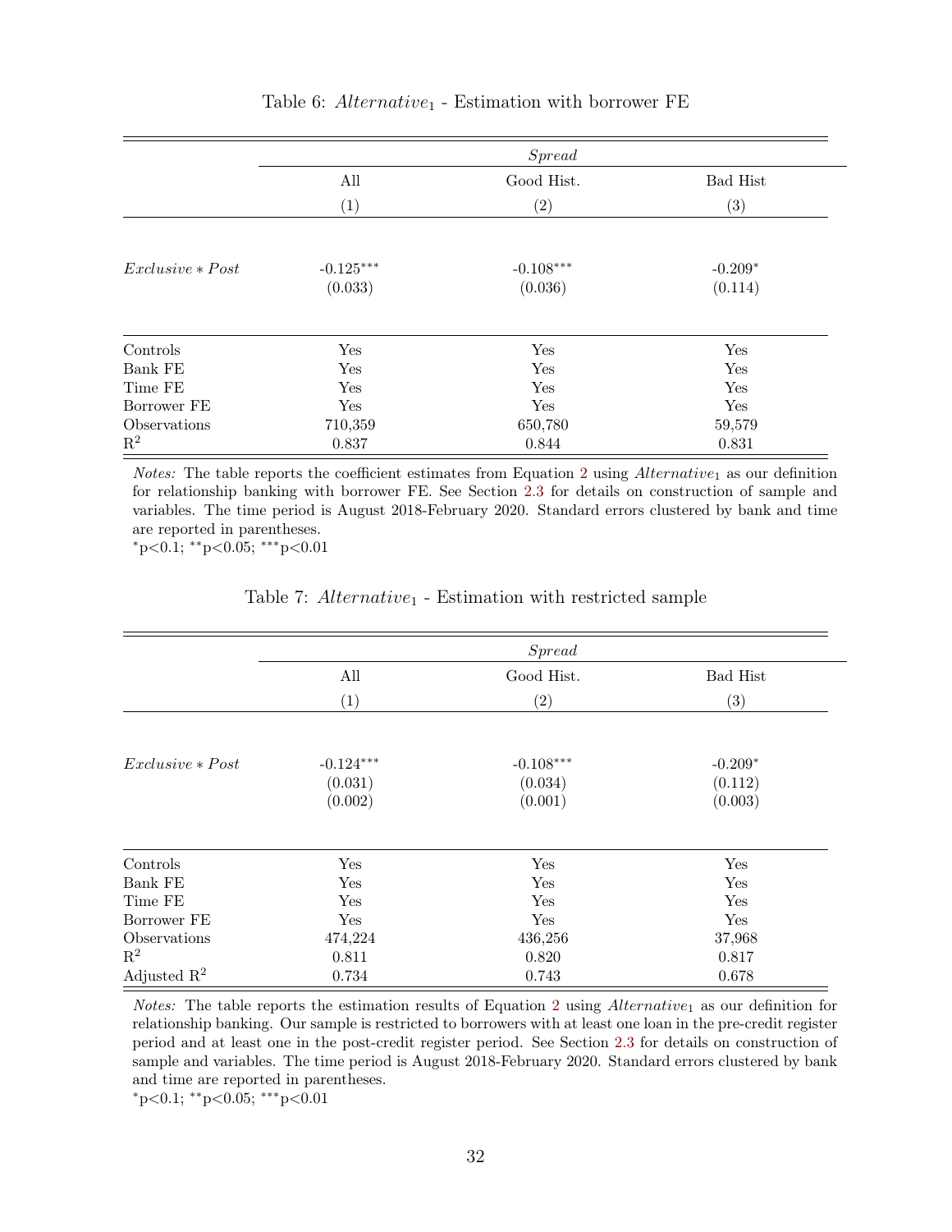Table 6: $Alternative_1$ - Estimation with borrower FE

| | *Spread* | | |
|---|---|---|---|
| | All | Good Hist. | Bad Hist |
| | (1) | (2) | (3) |
| $Exclusive * Post$ | -0.125*** | -0.108*** | -0.209* |
| | (0.033) | (0.036) | (0.114) |
| Controls | Yes | Yes | Yes |
| Bank FE | Yes | Yes | Yes |
| Time FE | Yes | Yes | Yes |
| Borrower FE | Yes | Yes | Yes |
| Observations | 710,359 | 650,780 | 59,579 |
| $R^2$ | 0.837 | 0.844 | 0.831 |

*Notes:* The table reports the coefficient estimates from Equation 2 using $Alternative_1$ as our definition for relationship banking with borrower FE. See Section 2.3 for details on construction of sample and variables. The time period is August 2018-February 2020. Standard errors clustered by bank and time are reported in parentheses.
*p<0.1; **p<0.05; ***p<0.01

Table 7: $Alternative_1$ - Estimation with restricted sample

| | *Spread* | | |
|---|---|---|---|
| | All | Good Hist. | Bad Hist |
| | (1) | (2) | (3) |
| $Exclusive * Post$ | -0.124*** | -0.108*** | -0.209* |
| | (0.031) | (0.034) | (0.112) |
| | (0.002) | (0.001) | (0.003) |
| Controls | Yes | Yes | Yes |
| Bank FE | Yes | Yes | Yes |
| Time FE | Yes | Yes | Yes |
| Borrower FE | Yes | Yes | Yes |
| Observations | 474,224 | 436,256 | 37,968 |
| $R^2$ | 0.811 | 0.820 | 0.817 |
| Adjusted $R^2$ | 0.734 | 0.743 | 0.678 |

*Notes:* The table reports the estimation results of Equation 2 using $Alternative_1$ as our definition for relationship banking. Our sample is restricted to borrowers with at least one loan in the pre-credit register period and at least one in the post-credit register period. See Section 2.3 for details on construction of sample and variables. The time period is August 2018-February 2020. Standard errors clustered by bank and time are reported in parentheses.
*p<0.1; **p<0.05; ***p<0.01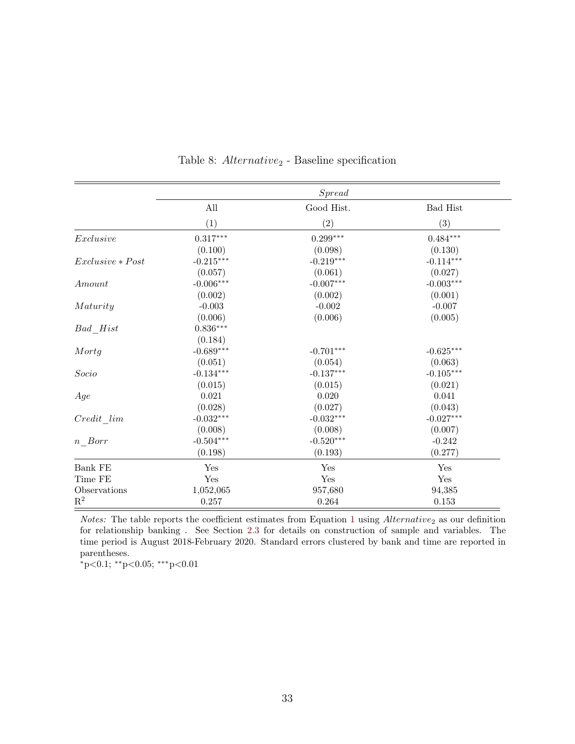Table 8: $Alternative_2$ - Baseline specification

| | *Spread* | | |
|---|---|---|---|
| | All | Good Hist. | Bad Hist |
| | (1) | (2) | (3) |
| $Exclusive$ | $0.317^{***}$ | $0.299^{***}$ | $0.484^{***}$ |
| | (0.100) | (0.098) | (0.130) |
| $Exclusive * Post$ | $-0.215^{***}$ | $-0.219^{***}$ | $-0.114^{***}$ |
| | (0.057) | (0.061) | (0.027) |
| $Amount$ | $-0.006^{***}$ | $-0.007^{***}$ | $-0.003^{***}$ |
| | (0.002) | (0.002) | (0.001) |
| $Maturity$ | -0.003 | -0.002 | -0.007 |
| | (0.006) | (0.006) | (0.005) |
| $Bad\_Hist$ | $0.836^{***}$ | | |
| | (0.184) | | |
| $Mortg$ | $-0.689^{***}$ | $-0.701^{***}$ | $-0.625^{***}$ |
| | (0.051) | (0.054) | (0.063) |
| $Socio$ | $-0.134^{***}$ | $-0.137^{***}$ | $-0.105^{***}$ |
| | (0.015) | (0.015) | (0.021) |
| $Age$ | 0.021 | 0.020 | 0.041 |
| | (0.028) | (0.027) | (0.043) |
| $Credit\_lim$ | $-0.032^{***}$ | $-0.032^{***}$ | $-0.027^{***}$ |
| | (0.008) | (0.008) | (0.007) |
| $n\_Borr$ | $-0.504^{***}$ | $-0.520^{***}$ | -0.242 |
| | (0.198) | (0.193) | (0.277) |
| Bank FE | Yes | Yes | Yes |
| Time FE | Yes | Yes | Yes |
| Observations | 1,052,065 | 957,680 | 94,385 |
| $R^2$ | 0.257 | 0.264 | 0.153 |

*Notes:* The table reports the coefficient estimates from Equation 1 using $Alternative_2$ as our definition for relationship banking . See Section 2.3 for details on construction of sample and variables. The time period is August 2018-February 2020. Standard errors clustered by bank and time are reported in parentheses.

$^{*}$p<0.1; $^{**}$p<0.05; $^{***}$p<0.01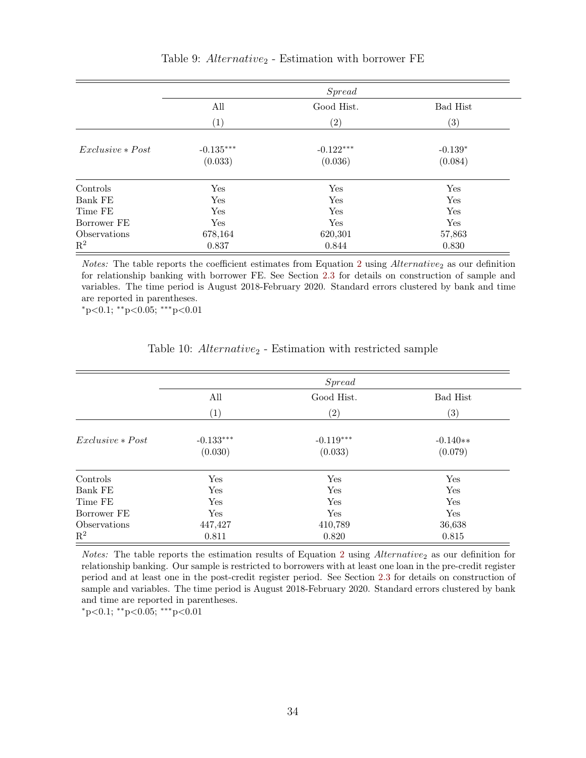Table 9: $Alternative_2$ - Estimation with borrower FE

| | *Spread* | | |
|---|---|---|---|
| | All | Good Hist. | Bad Hist |
| | (1) | (2) | (3) |
| $Exclusive * Post$ | $-0.135^{***}$ | $-0.122^{***}$ | $-0.139^{*}$ |
| | (0.033) | (0.036) | (0.084) |
| Controls | Yes | Yes | Yes |
| Bank FE | Yes | Yes | Yes |
| Time FE | Yes | Yes | Yes |
| Borrower FE | Yes | Yes | Yes |
| Observations | 678,164 | 620,301 | 57,863 |
| $R^2$ | 0.837 | 0.844 | 0.830 |

*Notes:* The table reports the coefficient estimates from Equation 2 using $Alternative_2$ as our definition for relationship banking with borrower FE. See Section 2.3 for details on construction of sample and variables. The time period is August 2018-February 2020. Standard errors clustered by bank and time are reported in parentheses.
$^{*}$p<0.1; $^{**}$p<0.05; $^{***}$p<0.01

Table 10: $Alternative_2$ - Estimation with restricted sample

| | *Spread* | | |
|---|---|---|---|
| | All | Good Hist. | Bad Hist |
| | (1) | (2) | (3) |
| $Exclusive * Post$ | $-0.133^{***}$ | $-0.119^{***}$ | $-0.140^{**}$ |
| | (0.030) | (0.033) | (0.079) |
| Controls | Yes | Yes | Yes |
| Bank FE | Yes | Yes | Yes |
| Time FE | Yes | Yes | Yes |
| Borrower FE | Yes | Yes | Yes |
| Observations | 447,427 | 410,789 | 36,638 |
| $R^2$ | 0.811 | 0.820 | 0.815 |

*Notes:* The table reports the estimation results of Equation 2 using $Alternative_2$ as our definition for relationship banking. Our sample is restricted to borrowers with at least one loan in the pre-credit register period and at least one in the post-credit register period. See Section 2.3 for details on construction of sample and variables. The time period is August 2018-February 2020. Standard errors clustered by bank and time are reported in parentheses.
$^{*}$p<0.1; $^{**}$p<0.05; $^{***}$p<0.01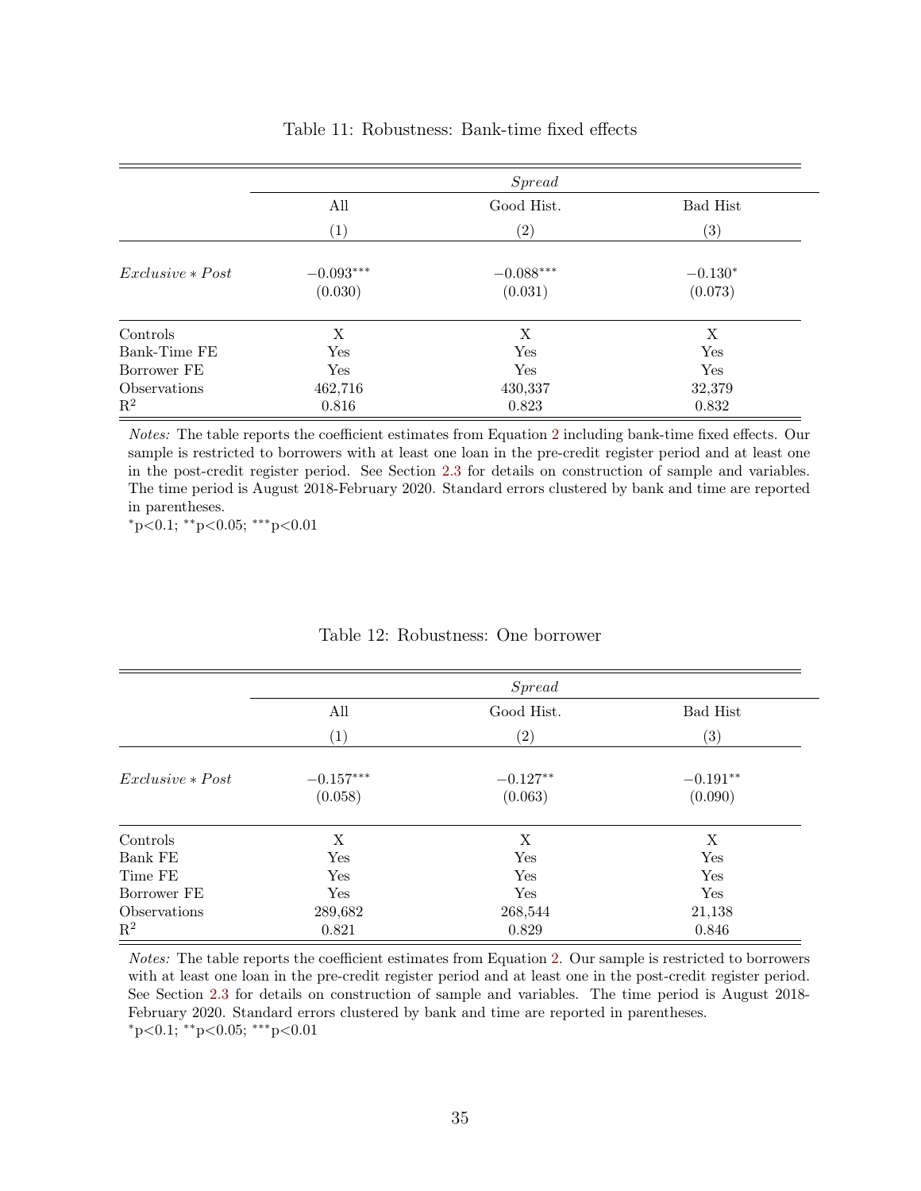Table 11: Robustness: Bank-time fixed effects

| | *Spread* | | |
|---|---|---|---|
| | All | Good Hist. | Bad Hist |
| | (1) | (2) | (3) |
| $Exclusive * Post$ | $-0.093^{***}$ | $-0.088^{***}$ | $-0.130^{*}$ |
| | (0.030) | (0.031) | (0.073) |
| Controls | X | X | X |
| Bank-Time FE | Yes | Yes | Yes |
| Borrower FE | Yes | Yes | Yes |
| Observations | 462,716 | 430,337 | 32,379 |
| $R^2$ | 0.816 | 0.823 | 0.832 |

*Notes:* The table reports the coefficient estimates from Equation 2 including bank-time fixed effects. Our sample is restricted to borrowers with at least one loan in the pre-credit register period and at least one in the post-credit register period. See Section 2.3 for details on construction of sample and variables. The time period is August 2018-February 2020. Standard errors clustered by bank and time are reported in parentheses.

$^{*}$p<0.1; $^{**}$p<0.05; $^{***}$p<0.01

Table 12: Robustness: One borrower

| | *Spread* | | |
|---|---|---|---|
| | All | Good Hist. | Bad Hist |
| | (1) | (2) | (3) |
| $Exclusive * Post$ | $-0.157^{***}$ | $-0.127^{**}$ | $-0.191^{**}$ |
| | (0.058) | (0.063) | (0.090) |
| Controls | X | X | X |
| Bank FE | Yes | Yes | Yes |
| Time FE | Yes | Yes | Yes |
| Borrower FE | Yes | Yes | Yes |
| Observations | 289,682 | 268,544 | 21,138 |
| $R^2$ | 0.821 | 0.829 | 0.846 |

*Notes:* The table reports the coefficient estimates from Equation 2. Our sample is restricted to borrowers with at least one loan in the pre-credit register period and at least one in the post-credit register period. See Section 2.3 for details on construction of sample and variables. The time period is August 2018-February 2020. Standard errors clustered by bank and time are reported in parentheses.

$^{*}$p<0.1; $^{**}$p<0.05; $^{***}$p<0.01